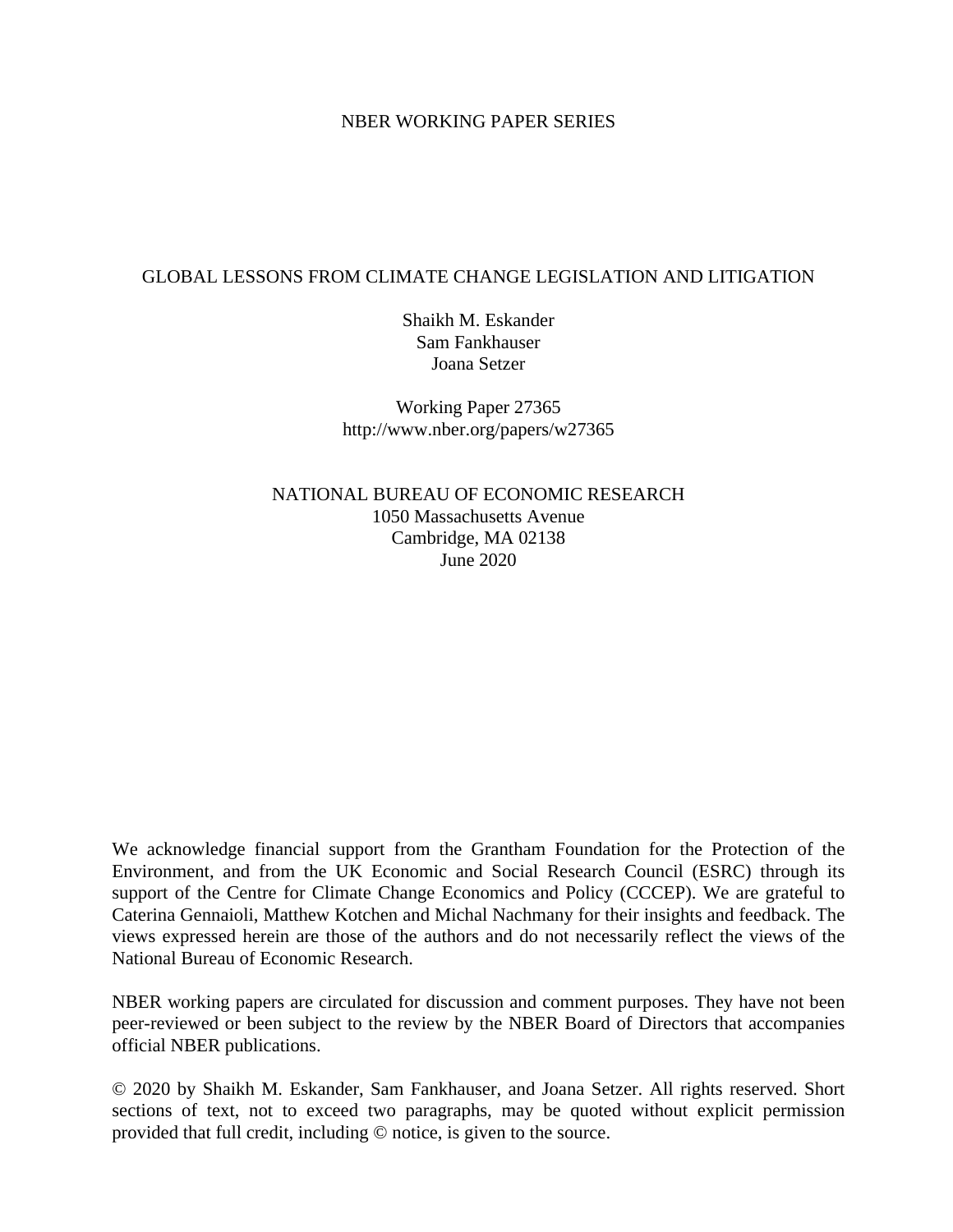NBER WORKING PAPER SERIES

# GLOBAL LESSONS FROM CLIMATE CHANGE LEGISLATION AND LITIGATION

Shaikh M. Eskander  
Sam Fankhauser  
Joana Setzer

Working Paper 27365  
http://www.nber.org/papers/w27365

NATIONAL BUREAU OF ECONOMIC RESEARCH  
1050 Massachusetts Avenue  
Cambridge, MA 02138  
June 2020

We acknowledge financial support from the Grantham Foundation for the Protection of the Environment, and from the UK Economic and Social Research Council (ESRC) through its support of the Centre for Climate Change Economics and Policy (CCCEP). We are grateful to Caterina Gennaioli, Matthew Kotchen and Michal Nachmany for their insights and feedback. The views expressed herein are those of the authors and do not necessarily reflect the views of the National Bureau of Economic Research.

NBER working papers are circulated for discussion and comment purposes. They have not been peer-reviewed or been subject to the review by the NBER Board of Directors that accompanies official NBER publications.

© 2020 by Shaikh M. Eskander, Sam Fankhauser, and Joana Setzer. All rights reserved. Short sections of text, not to exceed two paragraphs, may be quoted without explicit permission provided that full credit, including © notice, is given to the source.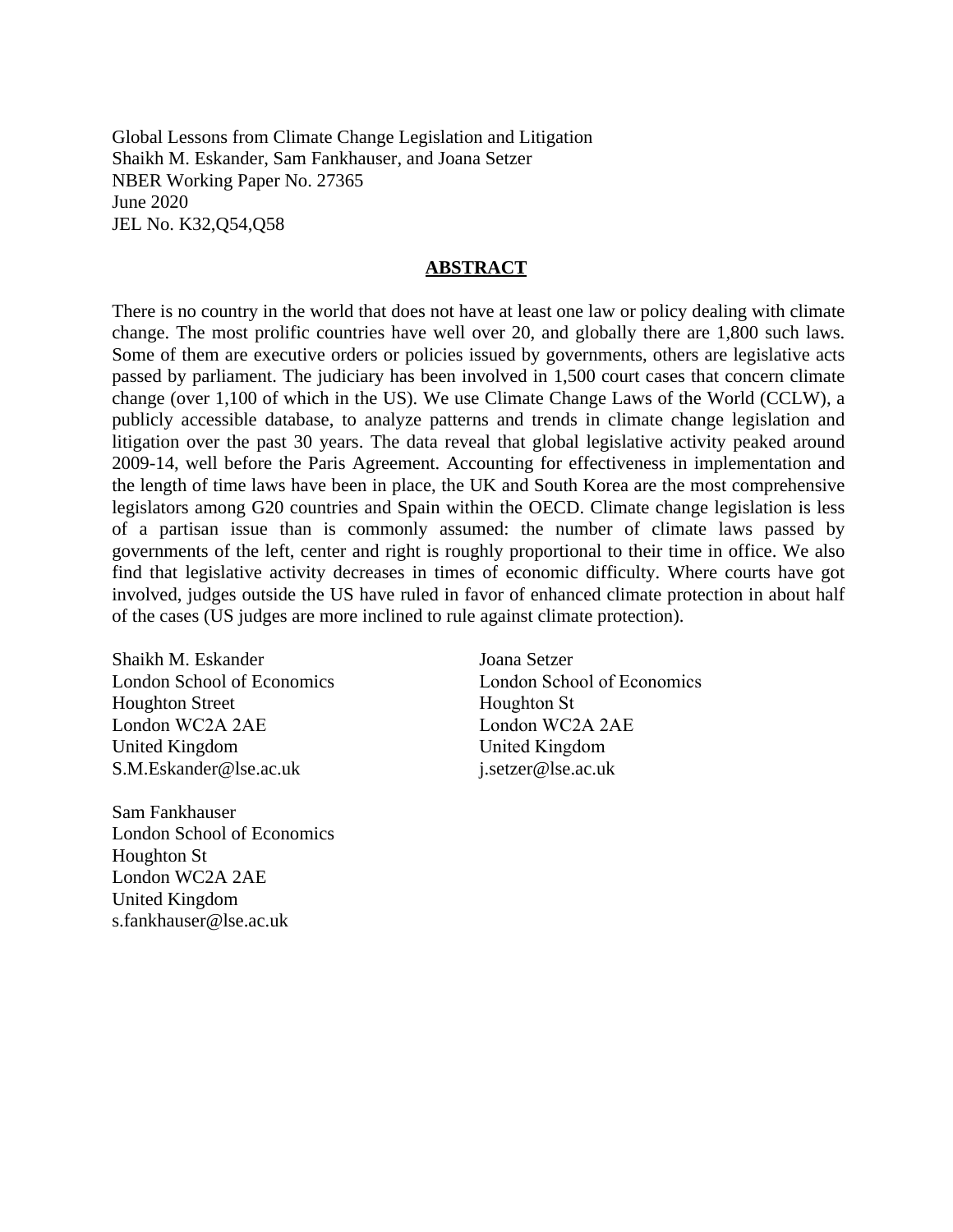Global Lessons from Climate Change Legislation and Litigation
Shaikh M. Eskander, Sam Fankhauser, and Joana Setzer
NBER Working Paper No. 27365
June 2020
JEL No. K32,Q54,Q58

## ABSTRACT

There is no country in the world that does not have at least one law or policy dealing with climate change. The most prolific countries have well over 20, and globally there are 1,800 such laws. Some of them are executive orders or policies issued by governments, others are legislative acts passed by parliament. The judiciary has been involved in 1,500 court cases that concern climate change (over 1,100 of which in the US). We use Climate Change Laws of the World (CCLW), a publicly accessible database, to analyze patterns and trends in climate change legislation and litigation over the past 30 years. The data reveal that global legislative activity peaked around 2009-14, well before the Paris Agreement. Accounting for effectiveness in implementation and the length of time laws have been in place, the UK and South Korea are the most comprehensive legislators among G20 countries and Spain within the OECD. Climate change legislation is less of a partisan issue than is commonly assumed: the number of climate laws passed by governments of the left, center and right is roughly proportional to their time in office. We also find that legislative activity decreases in times of economic difficulty. Where courts have got involved, judges outside the US have ruled in favor of enhanced climate protection in about half of the cases (US judges are more inclined to rule against climate protection).

Shaikh M. Eskander
London School of Economics
Houghton Street
London WC2A 2AE
United Kingdom
S.M.Eskander@lse.ac.uk

Sam Fankhauser
London School of Economics
Houghton St
London WC2A 2AE
United Kingdom
s.fankhauser@lse.ac.uk

Joana Setzer
London School of Economics
Houghton St
London WC2A 2AE
United Kingdom
j.setzer@lse.ac.uk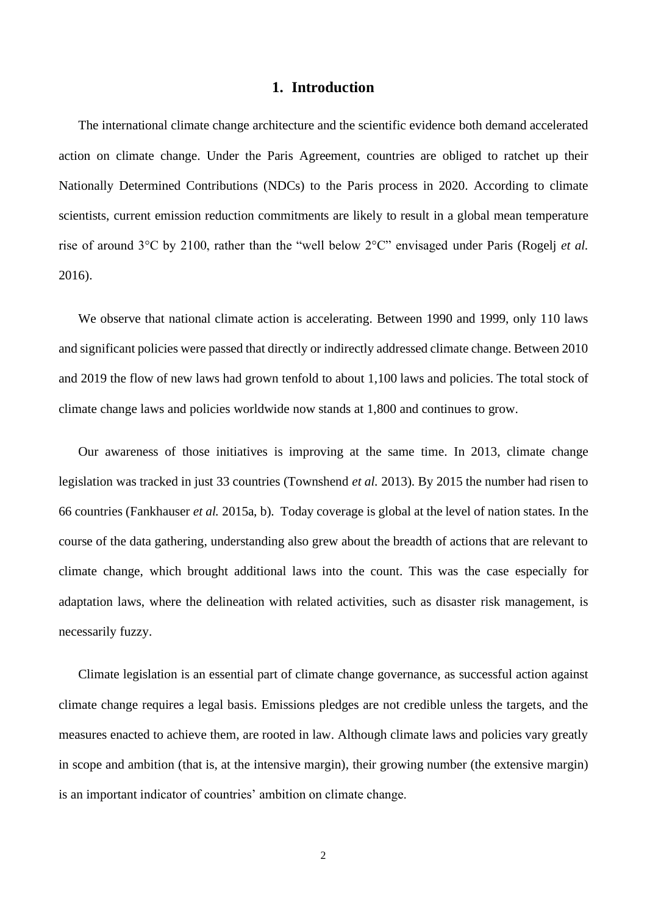# 1. Introduction

The international climate change architecture and the scientific evidence both demand accelerated action on climate change. Under the Paris Agreement, countries are obliged to ratchet up their Nationally Determined Contributions (NDCs) to the Paris process in 2020. According to climate scientists, current emission reduction commitments are likely to result in a global mean temperature rise of around 3°C by 2100, rather than the "well below 2°C" envisaged under Paris (Rogelj *et al.* 2016).

We observe that national climate action is accelerating. Between 1990 and 1999, only 110 laws and significant policies were passed that directly or indirectly addressed climate change. Between 2010 and 2019 the flow of new laws had grown tenfold to about 1,100 laws and policies. The total stock of climate change laws and policies worldwide now stands at 1,800 and continues to grow.

Our awareness of those initiatives is improving at the same time. In 2013, climate change legislation was tracked in just 33 countries (Townshend *et al.* 2013). By 2015 the number had risen to 66 countries (Fankhauser *et al.* 2015a, b). Today coverage is global at the level of nation states. In the course of the data gathering, understanding also grew about the breadth of actions that are relevant to climate change, which brought additional laws into the count. This was the case especially for adaptation laws, where the delineation with related activities, such as disaster risk management, is necessarily fuzzy.

Climate legislation is an essential part of climate change governance, as successful action against climate change requires a legal basis. Emissions pledges are not credible unless the targets, and the measures enacted to achieve them, are rooted in law. Although climate laws and policies vary greatly in scope and ambition (that is, at the intensive margin), their growing number (the extensive margin) is an important indicator of countries' ambition on climate change.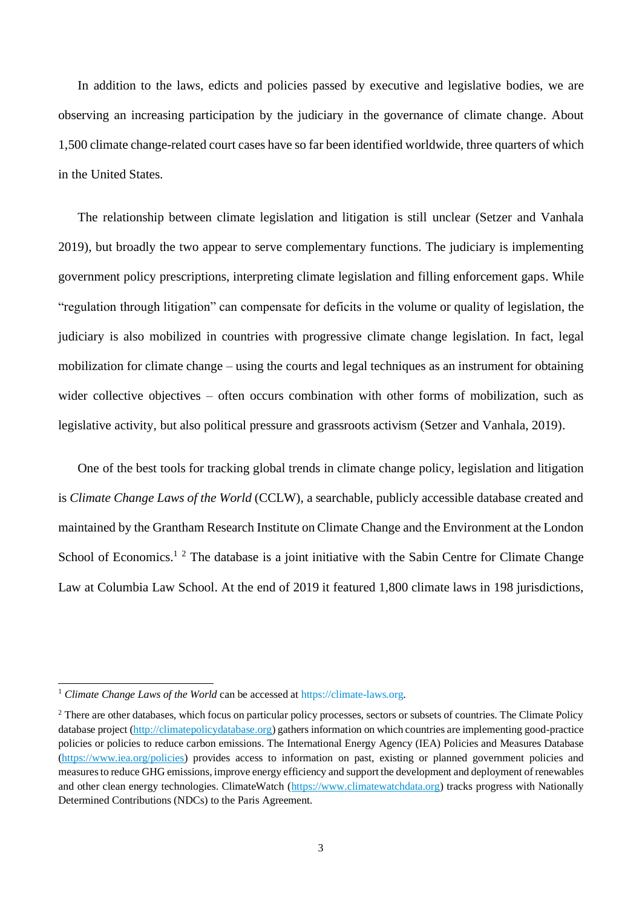In addition to the laws, edicts and policies passed by executive and legislative bodies, we are observing an increasing participation by the judiciary in the governance of climate change. About 1,500 climate change-related court cases have so far been identified worldwide, three quarters of which in the United States.

The relationship between climate legislation and litigation is still unclear (Setzer and Vanhala 2019), but broadly the two appear to serve complementary functions. The judiciary is implementing government policy prescriptions, interpreting climate legislation and filling enforcement gaps. While "regulation through litigation" can compensate for deficits in the volume or quality of legislation, the judiciary is also mobilized in countries with progressive climate change legislation. In fact, legal mobilization for climate change – using the courts and legal techniques as an instrument for obtaining wider collective objectives – often occurs combination with other forms of mobilization, such as legislative activity, but also political pressure and grassroots activism (Setzer and Vanhala, 2019).

One of the best tools for tracking global trends in climate change policy, legislation and litigation is *Climate Change Laws of the World* (CCLW), a searchable, publicly accessible database created and maintained by the Grantham Research Institute on Climate Change and the Environment at the London School of Economics.[1] [2] The database is a joint initiative with the Sabin Centre for Climate Change Law at Columbia Law School. At the end of 2019 it featured 1,800 climate laws in 198 jurisdictions,

---

[1] *Climate Change Laws of the World* can be accessed at https://climate-laws.org.

[2] There are other databases, which focus on particular policy processes, sectors or subsets of countries. The Climate Policy database project (http://climatepolicydatabase.org) gathers information on which countries are implementing good-practice policies or policies to reduce carbon emissions. The International Energy Agency (IEA) Policies and Measures Database (https://www.iea.org/policies) provides access to information on past, existing or planned government policies and measures to reduce GHG emissions, improve energy efficiency and support the development and deployment of renewables and other clean energy technologies. ClimateWatch (https://www.climatewatchdata.org) tracks progress with Nationally Determined Contributions (NDCs) to the Paris Agreement.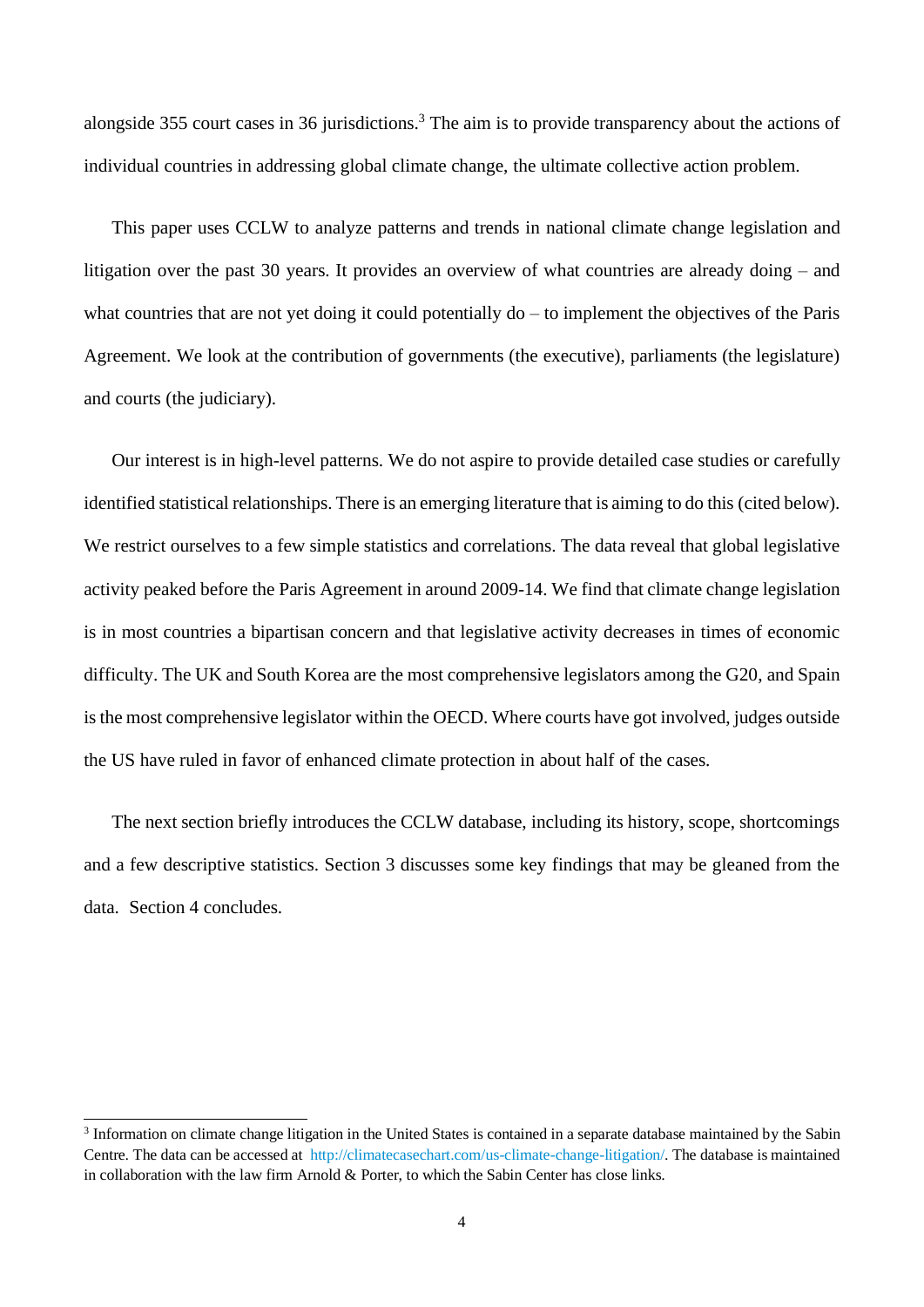alongside 355 court cases in 36 jurisdictions.[3] The aim is to provide transparency about the actions of individual countries in addressing global climate change, the ultimate collective action problem.

This paper uses CCLW to analyze patterns and trends in national climate change legislation and litigation over the past 30 years. It provides an overview of what countries are already doing – and what countries that are not yet doing it could potentially do – to implement the objectives of the Paris Agreement. We look at the contribution of governments (the executive), parliaments (the legislature) and courts (the judiciary).

Our interest is in high-level patterns. We do not aspire to provide detailed case studies or carefully identified statistical relationships. There is an emerging literature that is aiming to do this (cited below). We restrict ourselves to a few simple statistics and correlations. The data reveal that global legislative activity peaked before the Paris Agreement in around 2009-14. We find that climate change legislation is in most countries a bipartisan concern and that legislative activity decreases in times of economic difficulty. The UK and South Korea are the most comprehensive legislators among the G20, and Spain is the most comprehensive legislator within the OECD. Where courts have got involved, judges outside the US have ruled in favor of enhanced climate protection in about half of the cases.

The next section briefly introduces the CCLW database, including its history, scope, shortcomings and a few descriptive statistics. Section 3 discusses some key findings that may be gleaned from the data. Section 4 concludes.

[3] Information on climate change litigation in the United States is contained in a separate database maintained by the Sabin Centre. The data can be accessed at http://climatecasechart.com/us-climate-change-litigation/. The database is maintained in collaboration with the law firm Arnold & Porter, to which the Sabin Center has close links.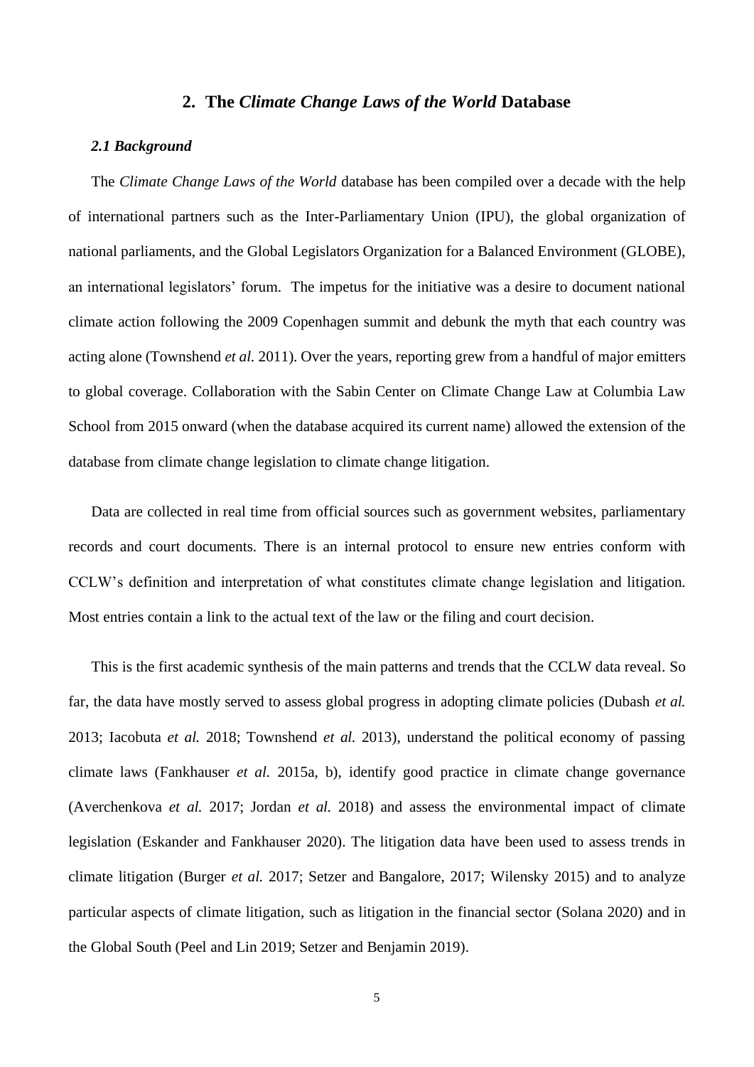## 2. The *Climate Change Laws of the World* Database

### *2.1 Background*

The *Climate Change Laws of the World* database has been compiled over a decade with the help of international partners such as the Inter-Parliamentary Union (IPU), the global organization of national parliaments, and the Global Legislators Organization for a Balanced Environment (GLOBE), an international legislators' forum. The impetus for the initiative was a desire to document national climate action following the 2009 Copenhagen summit and debunk the myth that each country was acting alone (Townshend *et al.* 2011). Over the years, reporting grew from a handful of major emitters to global coverage. Collaboration with the Sabin Center on Climate Change Law at Columbia Law School from 2015 onward (when the database acquired its current name) allowed the extension of the database from climate change legislation to climate change litigation.

Data are collected in real time from official sources such as government websites, parliamentary records and court documents. There is an internal protocol to ensure new entries conform with CCLW's definition and interpretation of what constitutes climate change legislation and litigation. Most entries contain a link to the actual text of the law or the filing and court decision.

This is the first academic synthesis of the main patterns and trends that the CCLW data reveal. So far, the data have mostly served to assess global progress in adopting climate policies (Dubash *et al.* 2013; Iacobuta *et al.* 2018; Townshend *et al.* 2013), understand the political economy of passing climate laws (Fankhauser *et al.* 2015a, b), identify good practice in climate change governance (Averchenkova *et al.* 2017; Jordan *et al.* 2018) and assess the environmental impact of climate legislation (Eskander and Fankhauser 2020). The litigation data have been used to assess trends in climate litigation (Burger *et al.* 2017; Setzer and Bangalore, 2017; Wilensky 2015) and to analyze particular aspects of climate litigation, such as litigation in the financial sector (Solana 2020) and in the Global South (Peel and Lin 2019; Setzer and Benjamin 2019).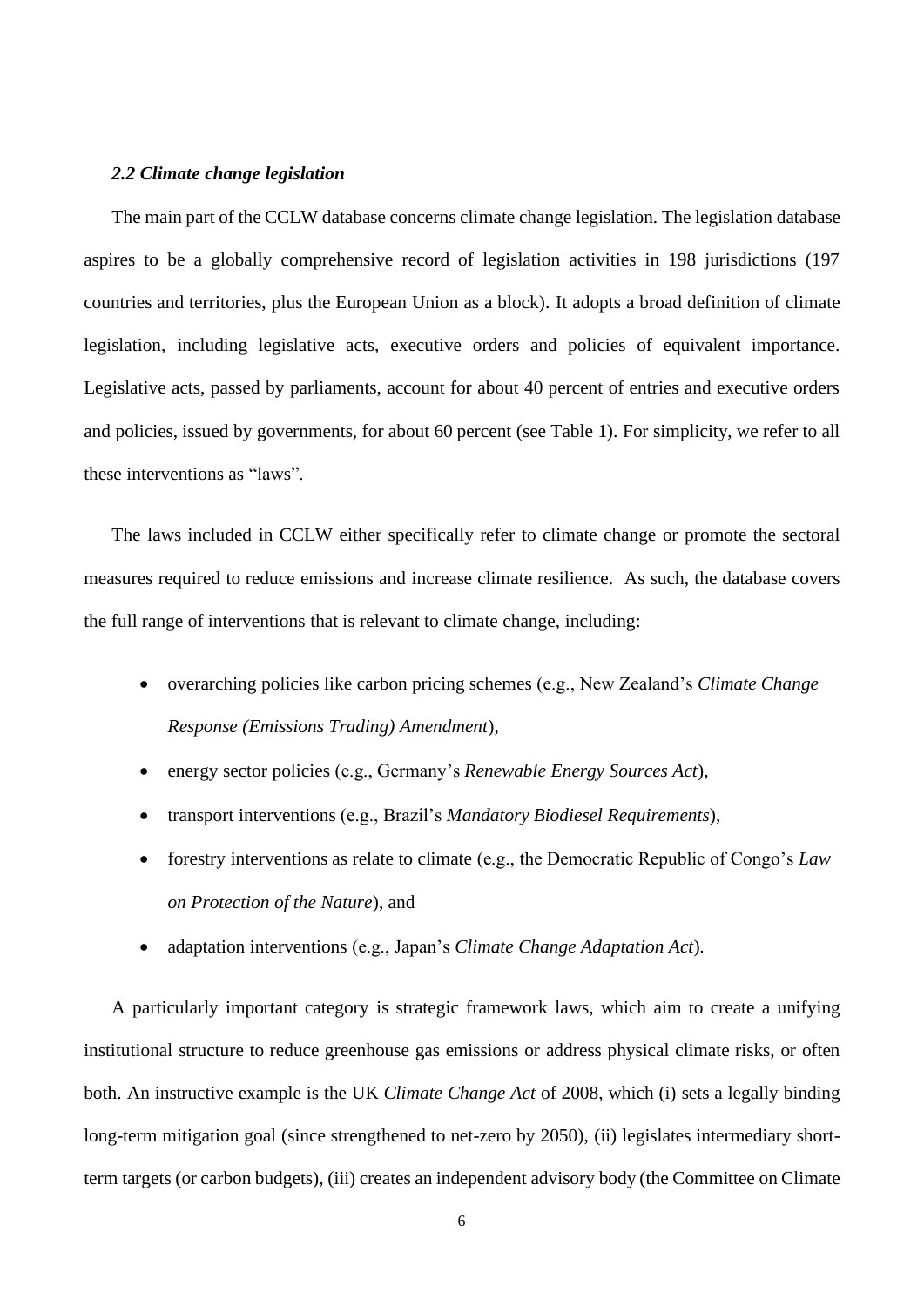### *2.2 Climate change legislation*

The main part of the CCLW database concerns climate change legislation. The legislation database aspires to be a globally comprehensive record of legislation activities in 198 jurisdictions (197 countries and territories, plus the European Union as a block). It adopts a broad definition of climate legislation, including legislative acts, executive orders and policies of equivalent importance. Legislative acts, passed by parliaments, account for about 40 percent of entries and executive orders and policies, issued by governments, for about 60 percent (see Table 1). For simplicity, we refer to all these interventions as "laws".

The laws included in CCLW either specifically refer to climate change or promote the sectoral measures required to reduce emissions and increase climate resilience. As such, the database covers the full range of interventions that is relevant to climate change, including:

- overarching policies like carbon pricing schemes (e.g., New Zealand's *Climate Change Response (Emissions Trading) Amendment*),
- energy sector policies (e.g., Germany's *Renewable Energy Sources Act*),
- transport interventions (e.g., Brazil's *Mandatory Biodiesel Requirements*),
- forestry interventions as relate to climate (e.g., the Democratic Republic of Congo's *Law on Protection of the Nature*), and
- adaptation interventions (e.g., Japan's *Climate Change Adaptation Act*).

A particularly important category is strategic framework laws, which aim to create a unifying institutional structure to reduce greenhouse gas emissions or address physical climate risks, or often both. An instructive example is the UK *Climate Change Act* of 2008, which (i) sets a legally binding long-term mitigation goal (since strengthened to net-zero by 2050), (ii) legislates intermediary short-term targets (or carbon budgets), (iii) creates an independent advisory body (the Committee on Climate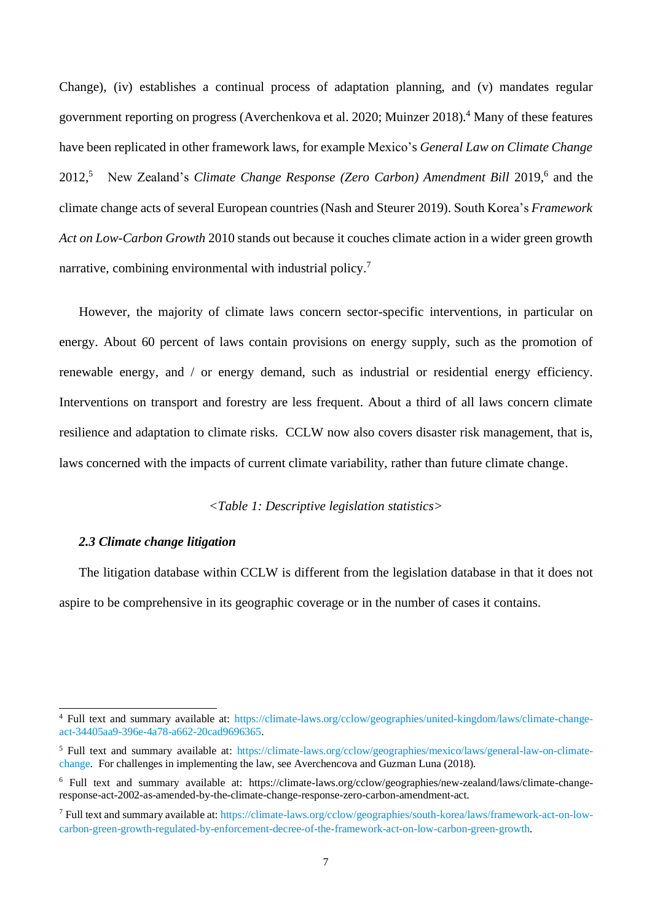Change), (iv) establishes a continual process of adaptation planning, and (v) mandates regular government reporting on progress (Averchenkova et al. 2020; Muinzer 2018).[4] Many of these features have been replicated in other framework laws, for example Mexico's *General Law on Climate Change* 2012,[5] New Zealand's *Climate Change Response (Zero Carbon) Amendment Bill* 2019,[6] and the climate change acts of several European countries (Nash and Steurer 2019). South Korea's *Framework Act on Low-Carbon Growth* 2010 stands out because it couches climate action in a wider green growth narrative, combining environmental with industrial policy.[7]

However, the majority of climate laws concern sector-specific interventions, in particular on energy. About 60 percent of laws contain provisions on energy supply, such as the promotion of renewable energy, and / or energy demand, such as industrial or residential energy efficiency. Interventions on transport and forestry are less frequent. About a third of all laws concern climate resilience and adaptation to climate risks. CCLW now also covers disaster risk management, that is, laws concerned with the impacts of current climate variability, rather than future climate change.

*<Table 1: Descriptive legislation statistics>*

### *2.3 Climate change litigation*

The litigation database within CCLW is different from the legislation database in that it does not aspire to be comprehensive in its geographic coverage or in the number of cases it contains.

---

[4] Full text and summary available at: https://climate-laws.org/cclow/geographies/united-kingdom/laws/climate-change-act-34405aa9-396e-4a78-a662-20cad9696365.

[5] Full text and summary available at: https://climate-laws.org/cclow/geographies/mexico/laws/general-law-on-climate-change. For challenges in implementing the law, see Averchencova and Guzman Luna (2018).

[6] Full text and summary available at: https://climate-laws.org/cclow/geographies/new-zealand/laws/climate-change-response-act-2002-as-amended-by-the-climate-change-response-zero-carbon-amendment-act.

[7] Full text and summary available at: https://climate-laws.org/cclow/geographies/south-korea/laws/framework-act-on-low-carbon-green-growth-regulated-by-enforcement-decree-of-the-framework-act-on-low-carbon-green-growth.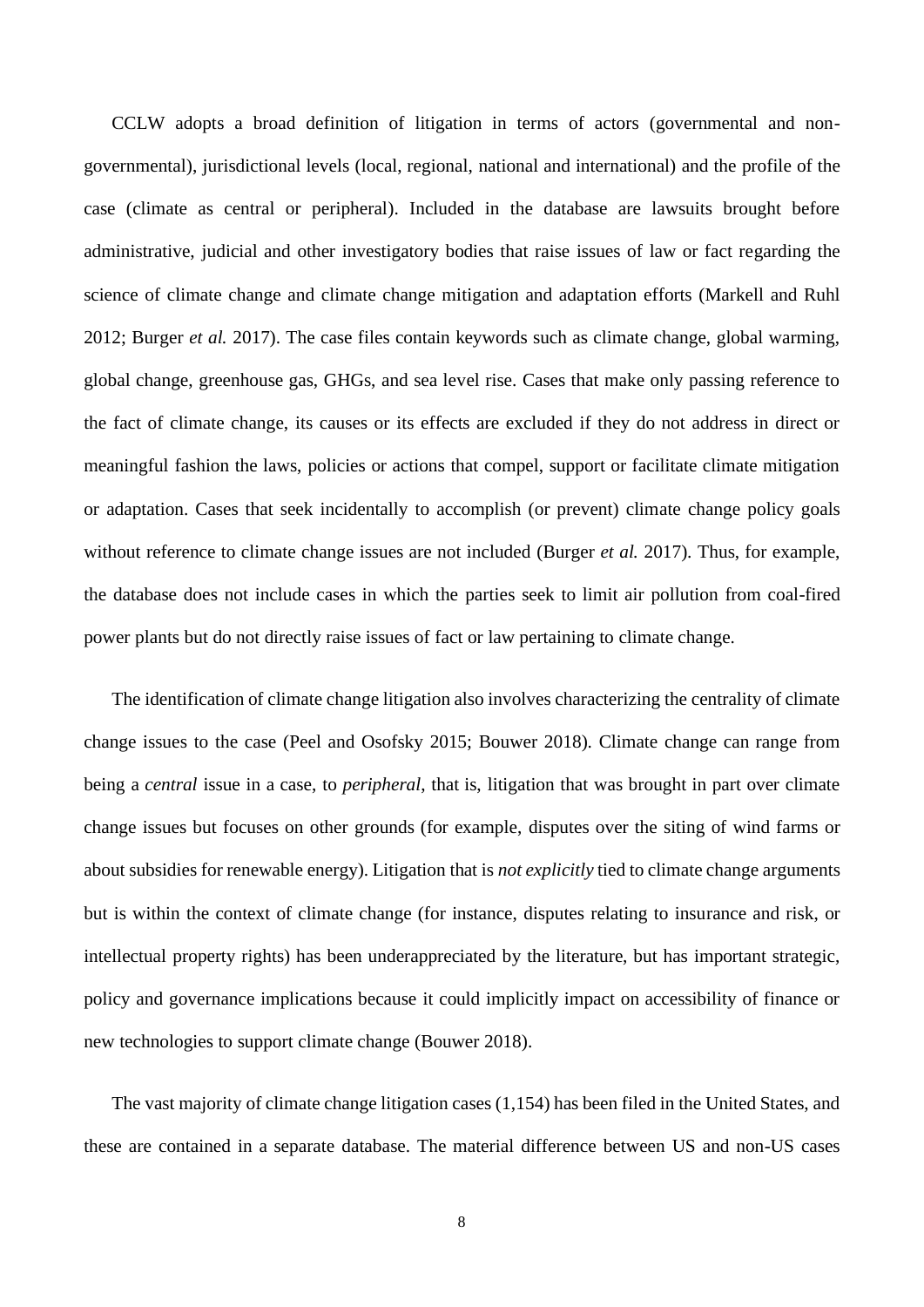CCLW adopts a broad definition of litigation in terms of actors (governmental and non-governmental), jurisdictional levels (local, regional, national and international) and the profile of the case (climate as central or peripheral). Included in the database are lawsuits brought before administrative, judicial and other investigatory bodies that raise issues of law or fact regarding the science of climate change and climate change mitigation and adaptation efforts (Markell and Ruhl 2012; Burger *et al.* 2017). The case files contain keywords such as climate change, global warming, global change, greenhouse gas, GHGs, and sea level rise. Cases that make only passing reference to the fact of climate change, its causes or its effects are excluded if they do not address in direct or meaningful fashion the laws, policies or actions that compel, support or facilitate climate mitigation or adaptation. Cases that seek incidentally to accomplish (or prevent) climate change policy goals without reference to climate change issues are not included (Burger *et al.* 2017). Thus, for example, the database does not include cases in which the parties seek to limit air pollution from coal-fired power plants but do not directly raise issues of fact or law pertaining to climate change.

The identification of climate change litigation also involves characterizing the centrality of climate change issues to the case (Peel and Osofsky 2015; Bouwer 2018). Climate change can range from being a *central* issue in a case, to *peripheral*, that is, litigation that was brought in part over climate change issues but focuses on other grounds (for example, disputes over the siting of wind farms or about subsidies for renewable energy). Litigation that is *not explicitly* tied to climate change arguments but is within the context of climate change (for instance, disputes relating to insurance and risk, or intellectual property rights) has been underappreciated by the literature, but has important strategic, policy and governance implications because it could implicitly impact on accessibility of finance or new technologies to support climate change (Bouwer 2018).

The vast majority of climate change litigation cases (1,154) has been filed in the United States, and these are contained in a separate database. The material difference between US and non-US cases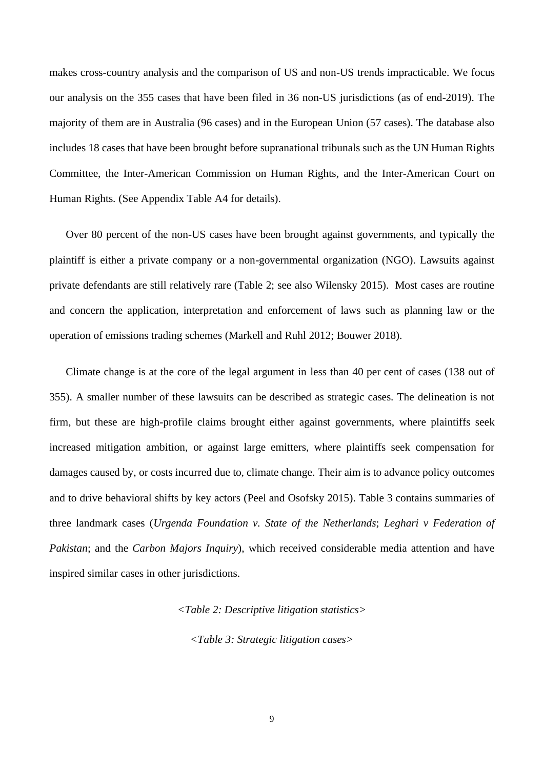makes cross-country analysis and the comparison of US and non-US trends impracticable. We focus our analysis on the 355 cases that have been filed in 36 non-US jurisdictions (as of end-2019). The majority of them are in Australia (96 cases) and in the European Union (57 cases). The database also includes 18 cases that have been brought before supranational tribunals such as the UN Human Rights Committee, the Inter-American Commission on Human Rights, and the Inter-American Court on Human Rights. (See Appendix Table A4 for details).

Over 80 percent of the non-US cases have been brought against governments, and typically the plaintiff is either a private company or a non-governmental organization (NGO). Lawsuits against private defendants are still relatively rare (Table 2; see also Wilensky 2015). Most cases are routine and concern the application, interpretation and enforcement of laws such as planning law or the operation of emissions trading schemes (Markell and Ruhl 2012; Bouwer 2018).

Climate change is at the core of the legal argument in less than 40 per cent of cases (138 out of 355). A smaller number of these lawsuits can be described as strategic cases. The delineation is not firm, but these are high-profile claims brought either against governments, where plaintiffs seek increased mitigation ambition, or against large emitters, where plaintiffs seek compensation for damages caused by, or costs incurred due to, climate change. Their aim is to advance policy outcomes and to drive behavioral shifts by key actors (Peel and Osofsky 2015). Table 3 contains summaries of three landmark cases (*Urgenda Foundation v. State of the Netherlands*; *Leghari v Federation of Pakistan*; and the *Carbon Majors Inquiry*), which received considerable media attention and have inspired similar cases in other jurisdictions.

*<Table 2: Descriptive litigation statistics>*

*<Table 3: Strategic litigation cases>*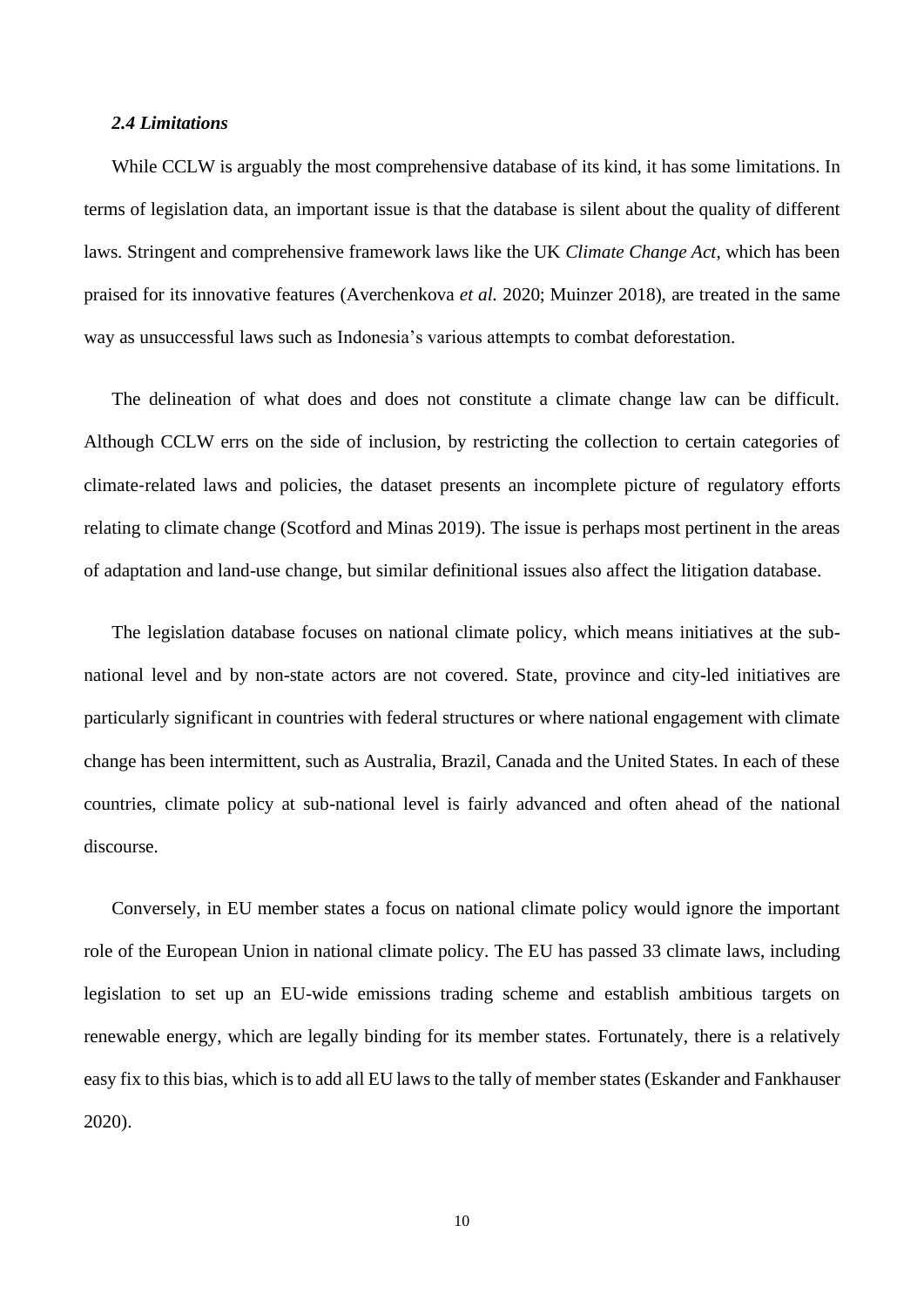### *2.4 Limitations*

While CCLW is arguably the most comprehensive database of its kind, it has some limitations. In terms of legislation data, an important issue is that the database is silent about the quality of different laws. Stringent and comprehensive framework laws like the UK *Climate Change Act*, which has been praised for its innovative features (Averchenkova *et al.* 2020; Muinzer 2018), are treated in the same way as unsuccessful laws such as Indonesia's various attempts to combat deforestation.

The delineation of what does and does not constitute a climate change law can be difficult. Although CCLW errs on the side of inclusion, by restricting the collection to certain categories of climate-related laws and policies, the dataset presents an incomplete picture of regulatory efforts relating to climate change (Scotford and Minas 2019). The issue is perhaps most pertinent in the areas of adaptation and land-use change, but similar definitional issues also affect the litigation database.

The legislation database focuses on national climate policy, which means initiatives at the sub-national level and by non-state actors are not covered. State, province and city-led initiatives are particularly significant in countries with federal structures or where national engagement with climate change has been intermittent, such as Australia, Brazil, Canada and the United States. In each of these countries, climate policy at sub-national level is fairly advanced and often ahead of the national discourse.

Conversely, in EU member states a focus on national climate policy would ignore the important role of the European Union in national climate policy. The EU has passed 33 climate laws, including legislation to set up an EU-wide emissions trading scheme and establish ambitious targets on renewable energy, which are legally binding for its member states. Fortunately, there is a relatively easy fix to this bias, which is to add all EU laws to the tally of member states (Eskander and Fankhauser 2020).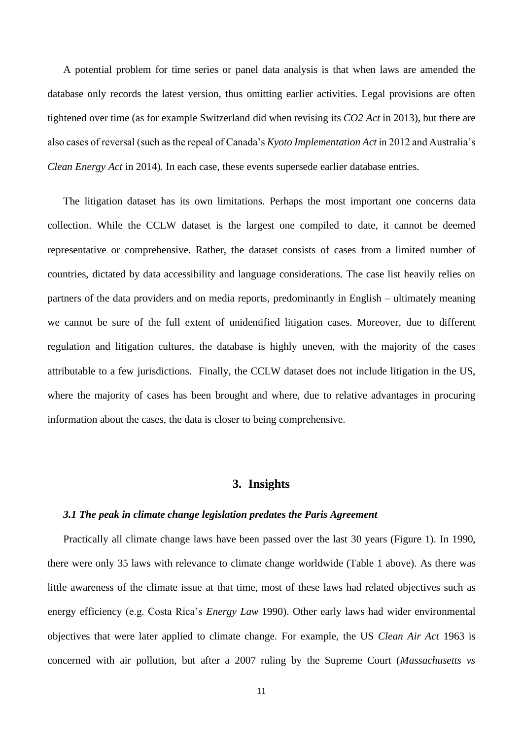A potential problem for time series or panel data analysis is that when laws are amended the database only records the latest version, thus omitting earlier activities. Legal provisions are often tightened over time (as for example Switzerland did when revising its *CO2 Act* in 2013), but there are also cases of reversal (such as the repeal of Canada's *Kyoto Implementation Act* in 2012 and Australia's *Clean Energy Act* in 2014). In each case, these events supersede earlier database entries.

The litigation dataset has its own limitations. Perhaps the most important one concerns data collection. While the CCLW dataset is the largest one compiled to date, it cannot be deemed representative or comprehensive. Rather, the dataset consists of cases from a limited number of countries, dictated by data accessibility and language considerations. The case list heavily relies on partners of the data providers and on media reports, predominantly in English – ultimately meaning we cannot be sure of the full extent of unidentified litigation cases. Moreover, due to different regulation and litigation cultures, the database is highly uneven, with the majority of the cases attributable to a few jurisdictions. Finally, the CCLW dataset does not include litigation in the US, where the majority of cases has been brought and where, due to relative advantages in procuring information about the cases, the data is closer to being comprehensive.

## 3. Insights

### *3.1 The peak in climate change legislation predates the Paris Agreement*

Practically all climate change laws have been passed over the last 30 years (Figure 1). In 1990, there were only 35 laws with relevance to climate change worldwide (Table 1 above). As there was little awareness of the climate issue at that time, most of these laws had related objectives such as energy efficiency (e.g. Costa Rica's *Energy Law* 1990). Other early laws had wider environmental objectives that were later applied to climate change. For example, the US *Clean Air Act* 1963 is concerned with air pollution, but after a 2007 ruling by the Supreme Court (*Massachusetts vs*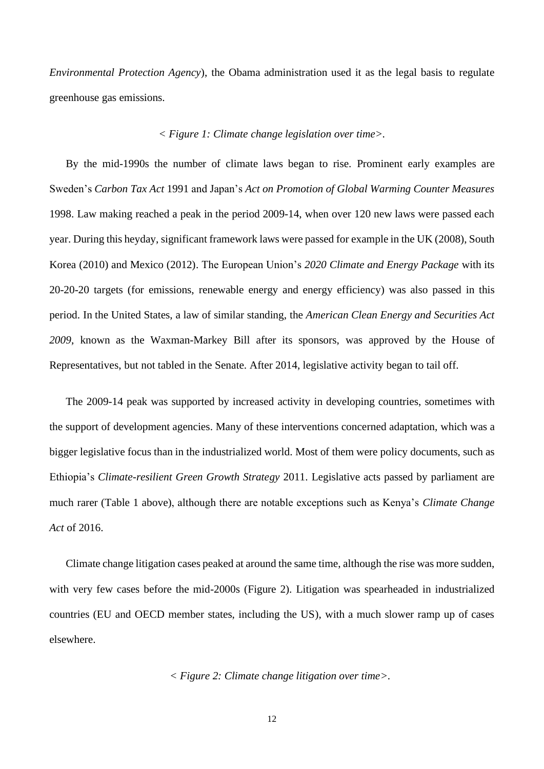*Environmental Protection Agency*), the Obama administration used it as the legal basis to regulate greenhouse gas emissions.

< *Figure 1: Climate change legislation over time>*.

By the mid-1990s the number of climate laws began to rise. Prominent early examples are Sweden's *Carbon Tax Act* 1991 and Japan's *Act on Promotion of Global Warming Counter Measures* 1998. Law making reached a peak in the period 2009-14, when over 120 new laws were passed each year. During this heyday, significant framework laws were passed for example in the UK (2008), South Korea (2010) and Mexico (2012). The European Union's *2020 Climate and Energy Package* with its 20-20-20 targets (for emissions, renewable energy and energy efficiency) was also passed in this period. In the United States, a law of similar standing, the *American Clean Energy and Securities Act 2009*, known as the Waxman-Markey Bill after its sponsors, was approved by the House of Representatives, but not tabled in the Senate. After 2014, legislative activity began to tail off.

The 2009-14 peak was supported by increased activity in developing countries, sometimes with the support of development agencies. Many of these interventions concerned adaptation, which was a bigger legislative focus than in the industrialized world. Most of them were policy documents, such as Ethiopia's *Climate-resilient Green Growth Strategy* 2011. Legislative acts passed by parliament are much rarer (Table 1 above), although there are notable exceptions such as Kenya's *Climate Change Act* of 2016.

Climate change litigation cases peaked at around the same time, although the rise was more sudden, with very few cases before the mid-2000s (Figure 2). Litigation was spearheaded in industrialized countries (EU and OECD member states, including the US), with a much slower ramp up of cases elsewhere.

< *Figure 2: Climate change litigation over time>*.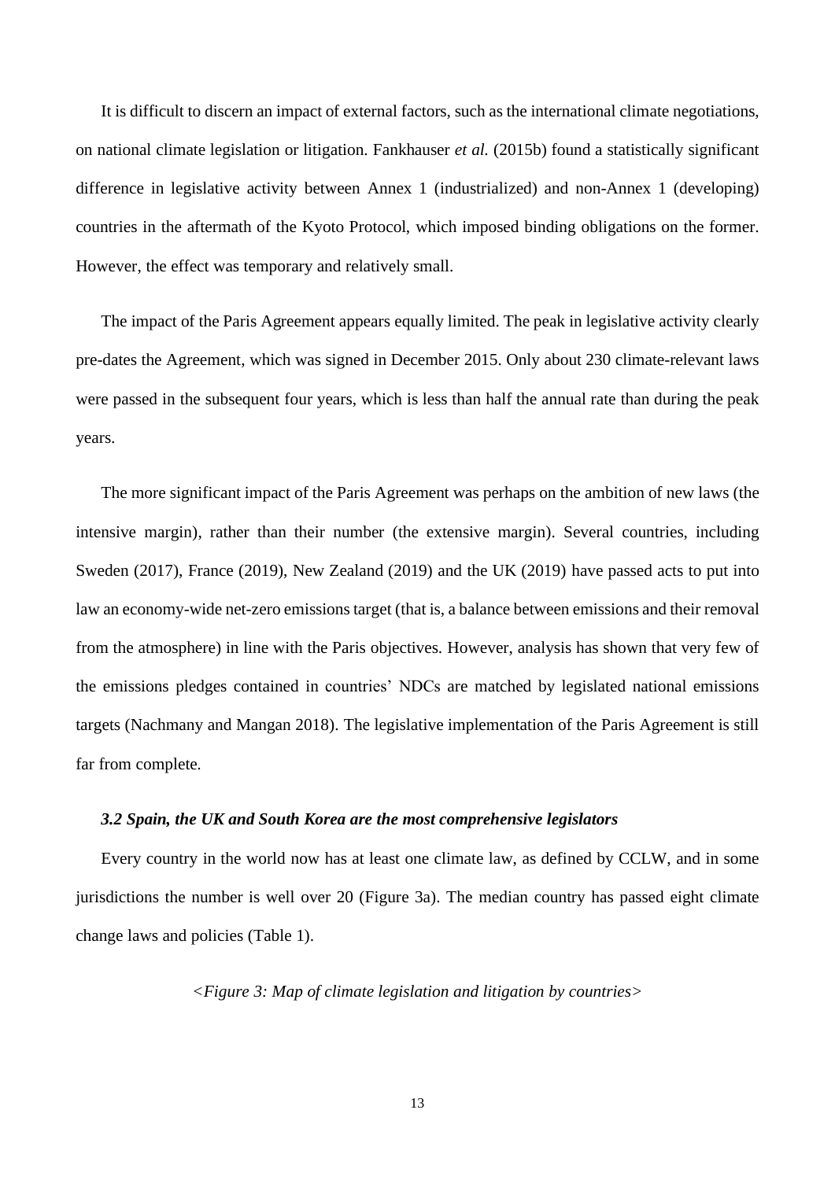It is difficult to discern an impact of external factors, such as the international climate negotiations, on national climate legislation or litigation. Fankhauser *et al.* (2015b) found a statistically significant difference in legislative activity between Annex 1 (industrialized) and non-Annex 1 (developing) countries in the aftermath of the Kyoto Protocol, which imposed binding obligations on the former. However, the effect was temporary and relatively small.

The impact of the Paris Agreement appears equally limited. The peak in legislative activity clearly pre-dates the Agreement, which was signed in December 2015. Only about 230 climate-relevant laws were passed in the subsequent four years, which is less than half the annual rate than during the peak years.

The more significant impact of the Paris Agreement was perhaps on the ambition of new laws (the intensive margin), rather than their number (the extensive margin). Several countries, including Sweden (2017), France (2019), New Zealand (2019) and the UK (2019) have passed acts to put into law an economy-wide net-zero emissions target (that is, a balance between emissions and their removal from the atmosphere) in line with the Paris objectives. However, analysis has shown that very few of the emissions pledges contained in countries' NDCs are matched by legislated national emissions targets (Nachmany and Mangan 2018). The legislative implementation of the Paris Agreement is still far from complete.

### *3.2 Spain, the UK and South Korea are the most comprehensive legislators*

Every country in the world now has at least one climate law, as defined by CCLW, and in some jurisdictions the number is well over 20 (Figure 3a). The median country has passed eight climate change laws and policies (Table 1).

*<Figure 3: Map of climate legislation and litigation by countries>*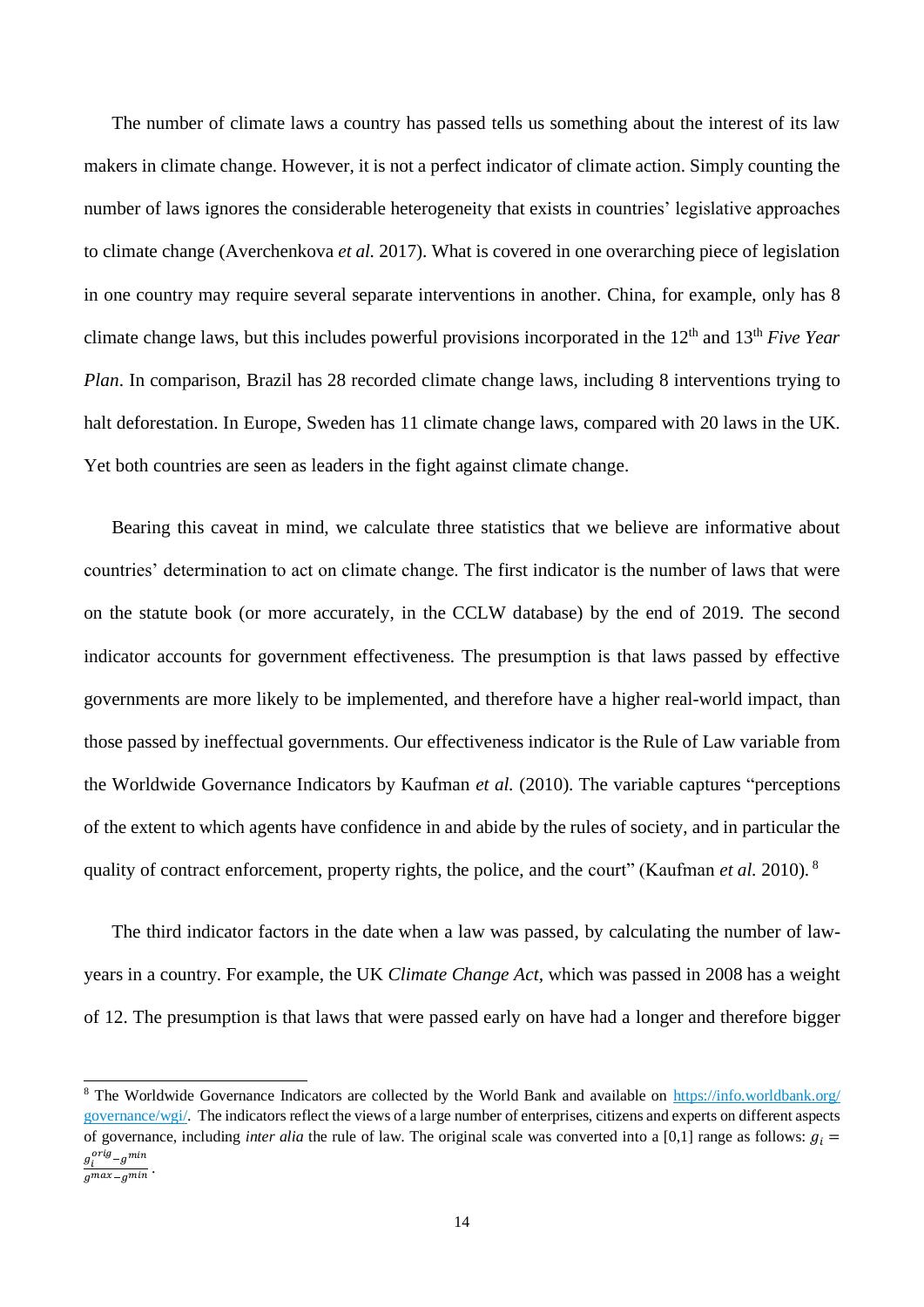The number of climate laws a country has passed tells us something about the interest of its law makers in climate change. However, it is not a perfect indicator of climate action. Simply counting the number of laws ignores the considerable heterogeneity that exists in countries' legislative approaches to climate change (Averchenkova *et al.* 2017). What is covered in one overarching piece of legislation in one country may require several separate interventions in another. China, for example, only has 8 climate change laws, but this includes powerful provisions incorporated in the 12th and 13th *Five Year Plan*. In comparison, Brazil has 28 recorded climate change laws, including 8 interventions trying to halt deforestation. In Europe, Sweden has 11 climate change laws, compared with 20 laws in the UK. Yet both countries are seen as leaders in the fight against climate change.

Bearing this caveat in mind, we calculate three statistics that we believe are informative about countries' determination to act on climate change. The first indicator is the number of laws that were on the statute book (or more accurately, in the CCLW database) by the end of 2019. The second indicator accounts for government effectiveness. The presumption is that laws passed by effective governments are more likely to be implemented, and therefore have a higher real-world impact, than those passed by ineffectual governments. Our effectiveness indicator is the Rule of Law variable from the Worldwide Governance Indicators by Kaufman *et al.* (2010). The variable captures "perceptions of the extent to which agents have confidence in and abide by the rules of society, and in particular the quality of contract enforcement, property rights, the police, and the court" (Kaufman *et al.* 2010). [8]

The third indicator factors in the date when a law was passed, by calculating the number of law-years in a country. For example, the UK *Climate Change Act*, which was passed in 2008 has a weight of 12. The presumption is that laws that were passed early on have had a longer and therefore bigger

---

[8] The Worldwide Governance Indicators are collected by the World Bank and available on https://info.worldbank.org/governance/wgi/. The indicators reflect the views of a large number of enterprises, citizens and experts on different aspects of governance, including *inter alia* the rule of law. The original scale was converted into a [0,1] range as follows: $g_i = \frac{g_i^{orig} - g^{min}}{g^{max} - g^{min}}$.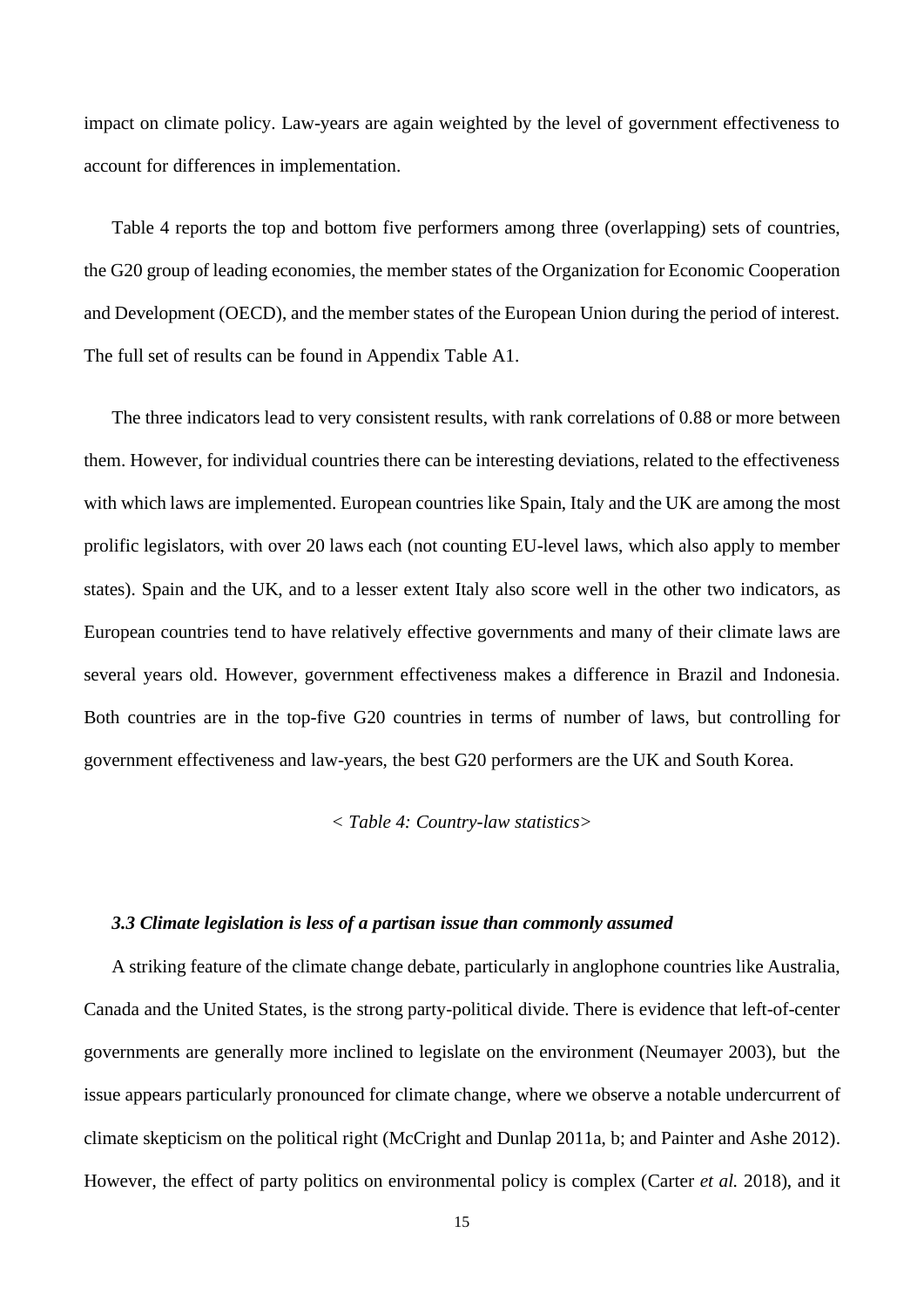impact on climate policy. Law-years are again weighted by the level of government effectiveness to account for differences in implementation.

Table 4 reports the top and bottom five performers among three (overlapping) sets of countries, the G20 group of leading economies, the member states of the Organization for Economic Cooperation and Development (OECD), and the member states of the European Union during the period of interest. The full set of results can be found in Appendix Table A1.

The three indicators lead to very consistent results, with rank correlations of 0.88 or more between them. However, for individual countries there can be interesting deviations, related to the effectiveness with which laws are implemented. European countries like Spain, Italy and the UK are among the most prolific legislators, with over 20 laws each (not counting EU-level laws, which also apply to member states). Spain and the UK, and to a lesser extent Italy also score well in the other two indicators, as European countries tend to have relatively effective governments and many of their climate laws are several years old. However, government effectiveness makes a difference in Brazil and Indonesia. Both countries are in the top-five G20 countries in terms of number of laws, but controlling for government effectiveness and law-years, the best G20 performers are the UK and South Korea.

*< Table 4: Country-law statistics>*

### *3.3 Climate legislation is less of a partisan issue than commonly assumed*

A striking feature of the climate change debate, particularly in anglophone countries like Australia, Canada and the United States, is the strong party-political divide. There is evidence that left-of-center governments are generally more inclined to legislate on the environment (Neumayer 2003), but the issue appears particularly pronounced for climate change, where we observe a notable undercurrent of climate skepticism on the political right (McCright and Dunlap 2011a, b; and Painter and Ashe 2012). However, the effect of party politics on environmental policy is complex (Carter *et al.* 2018), and it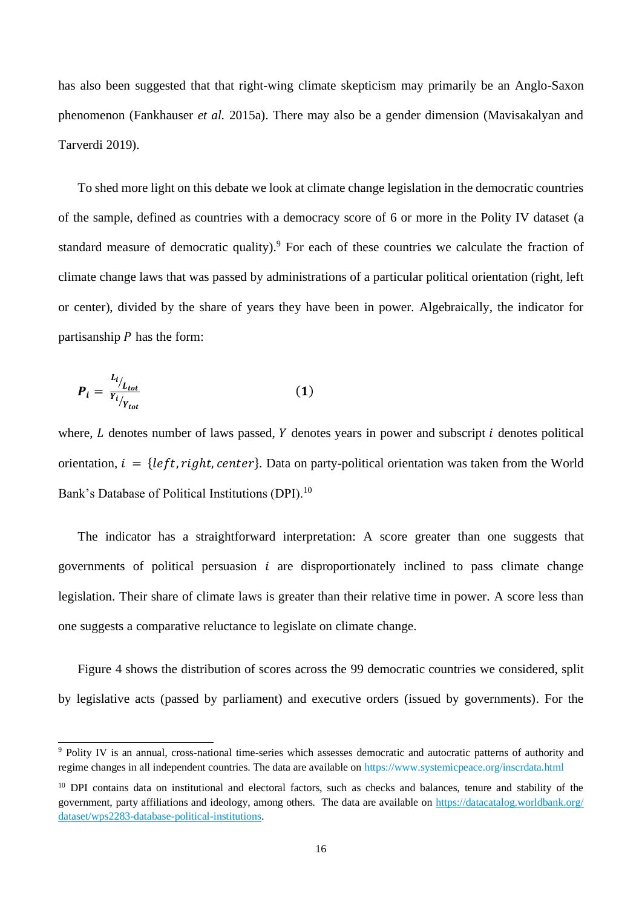has also been suggested that that right-wing climate skepticism may primarily be an Anglo-Saxon phenomenon (Fankhauser *et al.* 2015a). There may also be a gender dimension (Mavisakalyan and Tarverdi 2019).

To shed more light on this debate we look at climate change legislation in the democratic countries of the sample, defined as countries with a democracy score of 6 or more in the Polity IV dataset (a standard measure of democratic quality).[9] For each of these countries we calculate the fraction of climate change laws that was passed by administrations of a particular political orientation (right, left or center), divided by the share of years they have been in power. Algebraically, the indicator for partisanship $P$ has the form:

$$\boldsymbol{P_i} = \frac{L_i/L_{tot}}{Y_i/Y_{tot}} \qquad \textbf{(1)}$$

where, $L$ denotes number of laws passed, $Y$ denotes years in power and subscript $i$ denotes political orientation, $i = \{left, right, center\}$. Data on party-political orientation was taken from the World Bank's Database of Political Institutions (DPI).[10]

The indicator has a straightforward interpretation: A score greater than one suggests that governments of political persuasion $i$ are disproportionately inclined to pass climate change legislation. Their share of climate laws is greater than their relative time in power. A score less than one suggests a comparative reluctance to legislate on climate change.

Figure 4 shows the distribution of scores across the 99 democratic countries we considered, split by legislative acts (passed by parliament) and executive orders (issued by governments). For the

[9] Polity IV is an annual, cross-national time-series which assesses democratic and autocratic patterns of authority and regime changes in all independent countries. The data are available on https://www.systemicpeace.org/inscrdata.html

[10] DPI contains data on institutional and electoral factors, such as checks and balances, tenure and stability of the government, party affiliations and ideology, among others. The data are available on https://datacatalog.worldbank.org/dataset/wps2283-database-political-institutions.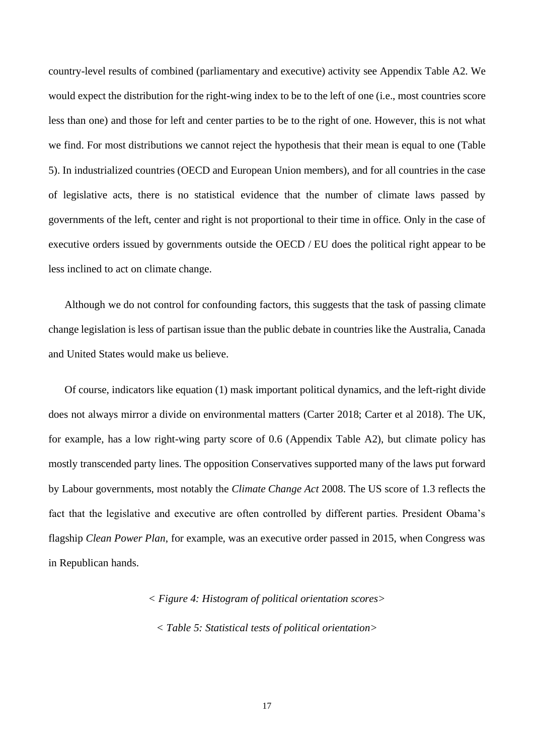country-level results of combined (parliamentary and executive) activity see Appendix Table A2. We would expect the distribution for the right-wing index to be to the left of one (i.e., most countries score less than one) and those for left and center parties to be to the right of one. However, this is not what we find. For most distributions we cannot reject the hypothesis that their mean is equal to one (Table 5). In industrialized countries (OECD and European Union members), and for all countries in the case of legislative acts, there is no statistical evidence that the number of climate laws passed by governments of the left, center and right is not proportional to their time in office*.* Only in the case of executive orders issued by governments outside the OECD / EU does the political right appear to be less inclined to act on climate change.

Although we do not control for confounding factors, this suggests that the task of passing climate change legislation is less of partisan issue than the public debate in countries like the Australia, Canada and United States would make us believe.

Of course, indicators like equation (1) mask important political dynamics, and the left-right divide does not always mirror a divide on environmental matters (Carter 2018; Carter et al 2018). The UK, for example, has a low right-wing party score of 0.6 (Appendix Table A2), but climate policy has mostly transcended party lines. The opposition Conservatives supported many of the laws put forward by Labour governments, most notably the *Climate Change Act* 2008. The US score of 1.3 reflects the fact that the legislative and executive are often controlled by different parties. President Obama's flagship *Clean Power Plan*, for example, was an executive order passed in 2015, when Congress was in Republican hands.

< *Figure 4: Histogram of political orientation scores*>

< *Table 5: Statistical tests of political orientation*>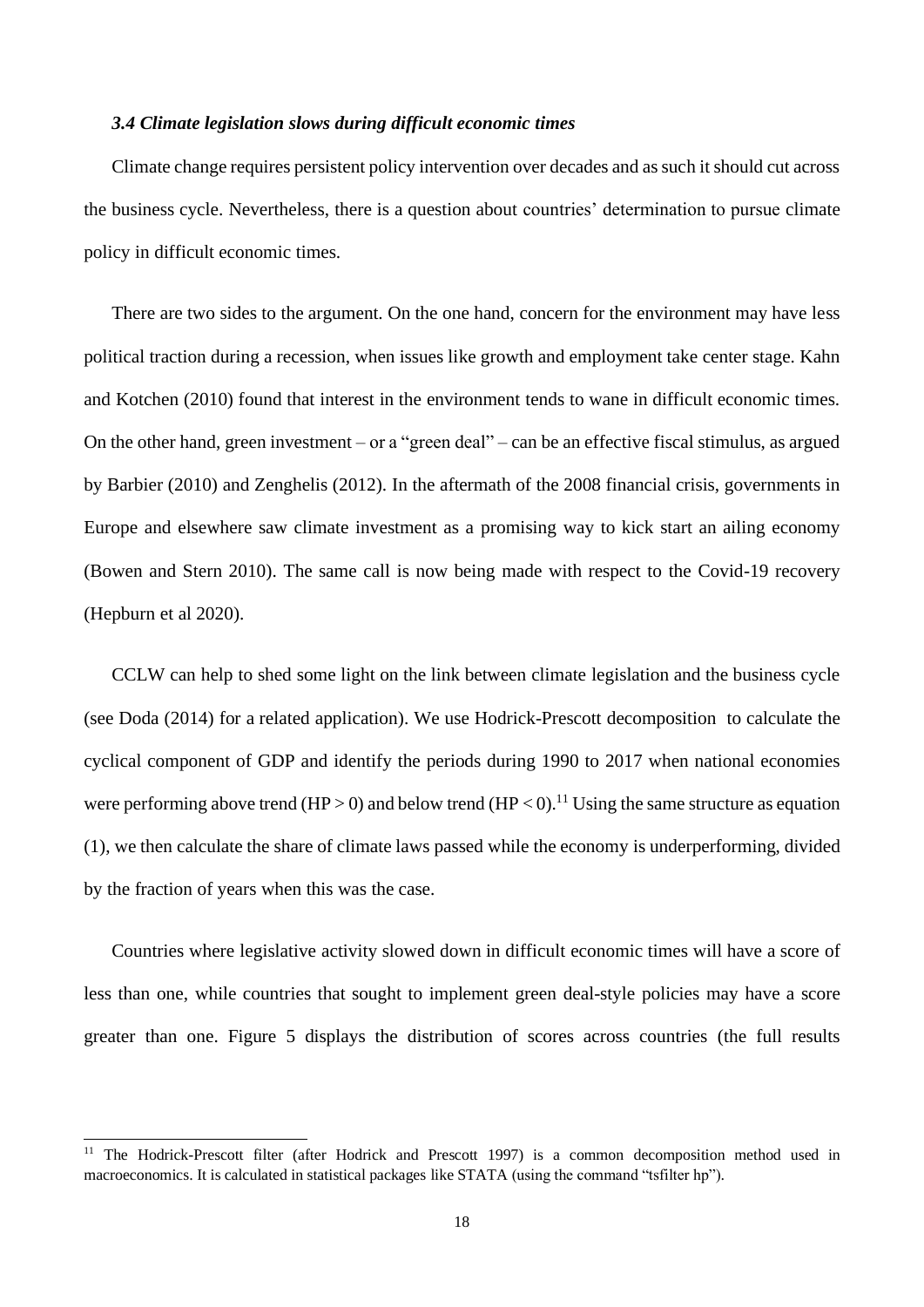### *3.4 Climate legislation slows during difficult economic times*

Climate change requires persistent policy intervention over decades and as such it should cut across the business cycle. Nevertheless, there is a question about countries' determination to pursue climate policy in difficult economic times.

There are two sides to the argument. On the one hand, concern for the environment may have less political traction during a recession, when issues like growth and employment take center stage. Kahn and Kotchen (2010) found that interest in the environment tends to wane in difficult economic times. On the other hand, green investment – or a "green deal" – can be an effective fiscal stimulus, as argued by Barbier (2010) and Zenghelis (2012). In the aftermath of the 2008 financial crisis, governments in Europe and elsewhere saw climate investment as a promising way to kick start an ailing economy (Bowen and Stern 2010). The same call is now being made with respect to the Covid-19 recovery (Hepburn et al 2020).

CCLW can help to shed some light on the link between climate legislation and the business cycle (see Doda (2014) for a related application). We use Hodrick-Prescott decomposition to calculate the cyclical component of GDP and identify the periods during 1990 to 2017 when national economies were performing above trend ($HP > 0$) and below trend ($HP < 0$).[11] Using the same structure as equation (1), we then calculate the share of climate laws passed while the economy is underperforming, divided by the fraction of years when this was the case.

Countries where legislative activity slowed down in difficult economic times will have a score of less than one, while countries that sought to implement green deal-style policies may have a score greater than one. Figure 5 displays the distribution of scores across countries (the full results

---

[11] The Hodrick-Prescott filter (after Hodrick and Prescott 1997) is a common decomposition method used in macroeconomics. It is calculated in statistical packages like STATA (using the command "tsfilter hp").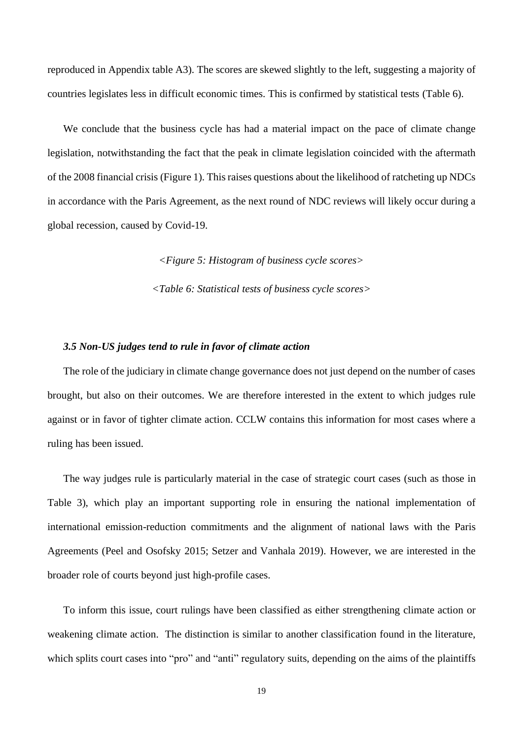reproduced in Appendix table A3). The scores are skewed slightly to the left, suggesting a majority of countries legislates less in difficult economic times. This is confirmed by statistical tests (Table 6).

We conclude that the business cycle has had a material impact on the pace of climate change legislation, notwithstanding the fact that the peak in climate legislation coincided with the aftermath of the 2008 financial crisis (Figure 1). This raises questions about the likelihood of ratcheting up NDCs in accordance with the Paris Agreement, as the next round of NDC reviews will likely occur during a global recession, caused by Covid-19.

*<Figure 5: Histogram of business cycle scores>*

*<Table 6: Statistical tests of business cycle scores>*

### *3.5 Non-US judges tend to rule in favor of climate action*

The role of the judiciary in climate change governance does not just depend on the number of cases brought, but also on their outcomes. We are therefore interested in the extent to which judges rule against or in favor of tighter climate action. CCLW contains this information for most cases where a ruling has been issued.

The way judges rule is particularly material in the case of strategic court cases (such as those in Table 3), which play an important supporting role in ensuring the national implementation of international emission-reduction commitments and the alignment of national laws with the Paris Agreements (Peel and Osofsky 2015; Setzer and Vanhala 2019). However, we are interested in the broader role of courts beyond just high-profile cases.

To inform this issue, court rulings have been classified as either strengthening climate action or weakening climate action. The distinction is similar to another classification found in the literature, which splits court cases into "pro" and "anti" regulatory suits, depending on the aims of the plaintiffs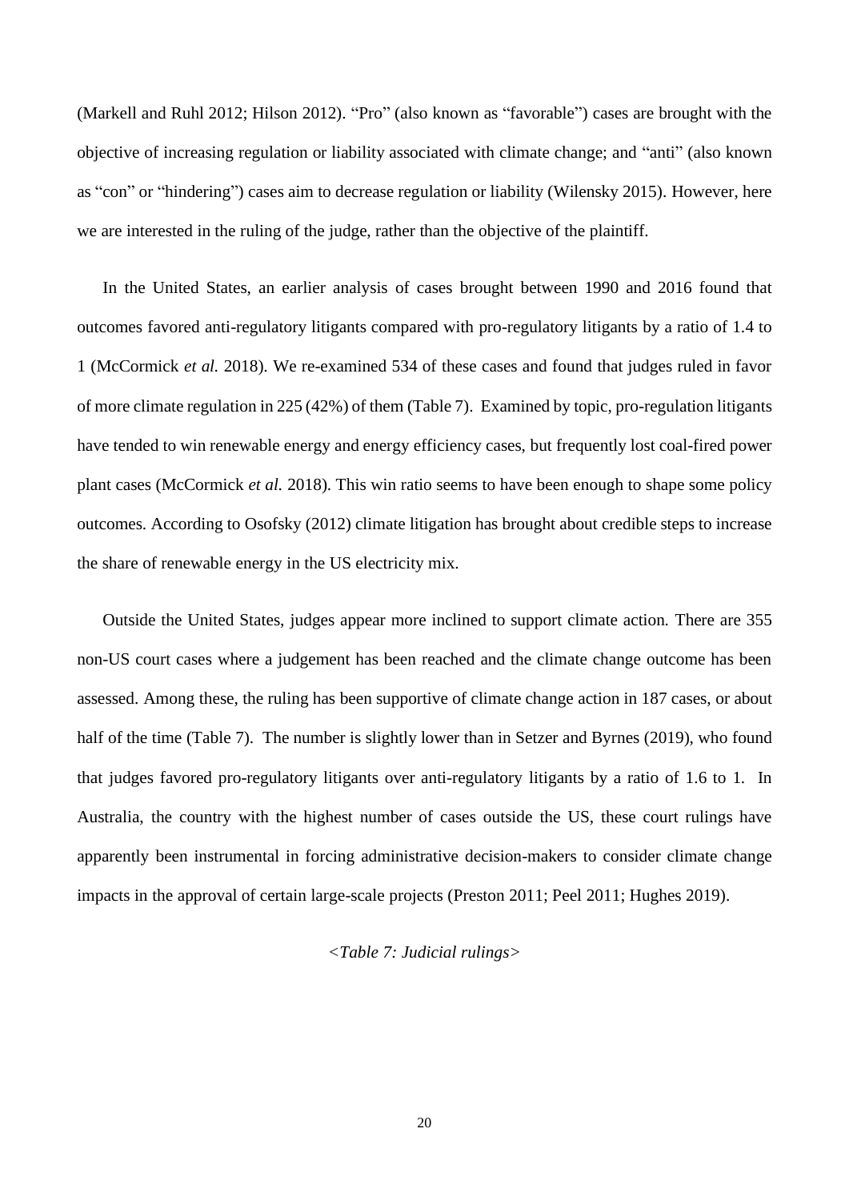(Markell and Ruhl 2012; Hilson 2012). "Pro" (also known as "favorable") cases are brought with the objective of increasing regulation or liability associated with climate change; and "anti" (also known as "con" or "hindering") cases aim to decrease regulation or liability (Wilensky 2015). However, here we are interested in the ruling of the judge, rather than the objective of the plaintiff.

In the United States, an earlier analysis of cases brought between 1990 and 2016 found that outcomes favored anti-regulatory litigants compared with pro-regulatory litigants by a ratio of 1.4 to 1 (McCormick *et al.* 2018). We re-examined 534 of these cases and found that judges ruled in favor of more climate regulation in 225 (42%) of them (Table 7). Examined by topic, pro-regulation litigants have tended to win renewable energy and energy efficiency cases, but frequently lost coal-fired power plant cases (McCormick *et al.* 2018). This win ratio seems to have been enough to shape some policy outcomes. According to Osofsky (2012) climate litigation has brought about credible steps to increase the share of renewable energy in the US electricity mix.

Outside the United States, judges appear more inclined to support climate action. There are 355 non-US court cases where a judgement has been reached and the climate change outcome has been assessed. Among these, the ruling has been supportive of climate change action in 187 cases, or about half of the time (Table 7). The number is slightly lower than in Setzer and Byrnes (2019), who found that judges favored pro-regulatory litigants over anti-regulatory litigants by a ratio of 1.6 to 1. In Australia, the country with the highest number of cases outside the US, these court rulings have apparently been instrumental in forcing administrative decision-makers to consider climate change impacts in the approval of certain large-scale projects (Preston 2011; Peel 2011; Hughes 2019).

*<Table 7: Judicial rulings>*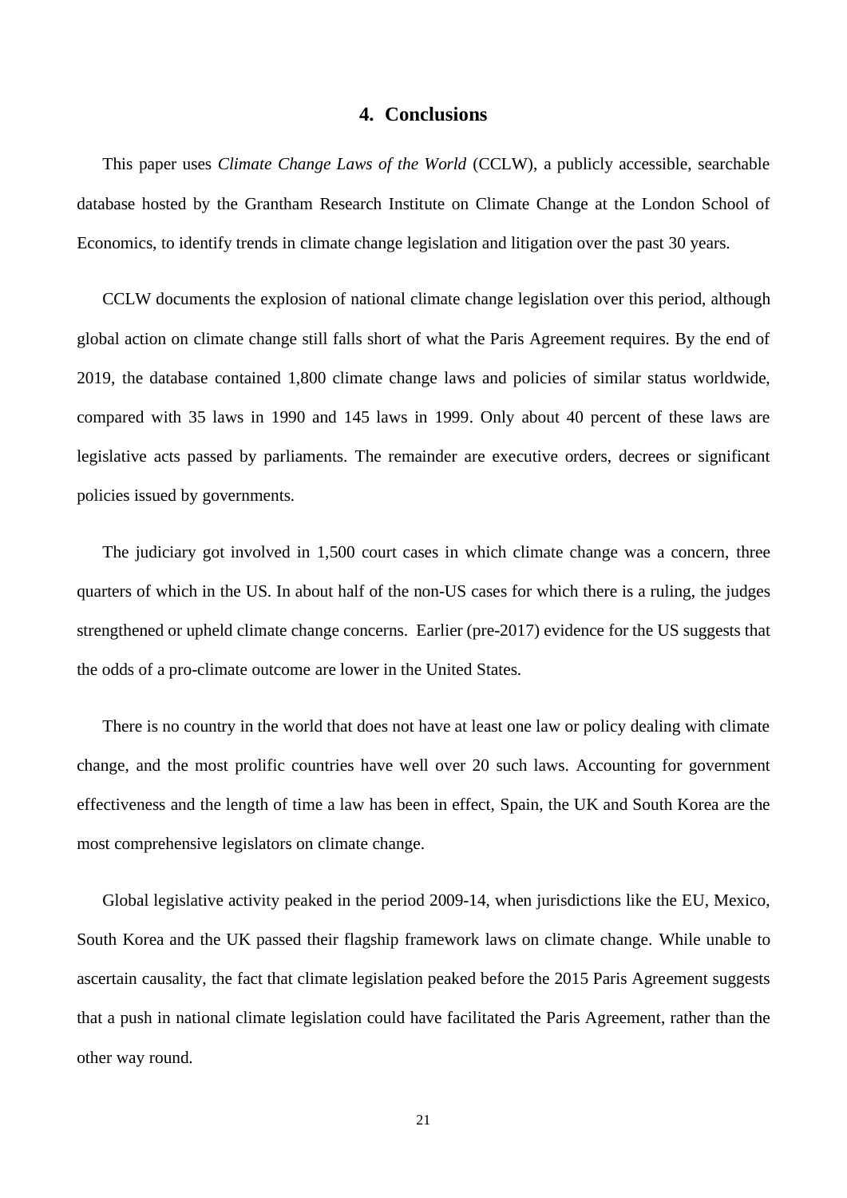## 4. Conclusions

This paper uses *Climate Change Laws of the World* (CCLW), a publicly accessible, searchable database hosted by the Grantham Research Institute on Climate Change at the London School of Economics, to identify trends in climate change legislation and litigation over the past 30 years.

CCLW documents the explosion of national climate change legislation over this period, although global action on climate change still falls short of what the Paris Agreement requires. By the end of 2019, the database contained 1,800 climate change laws and policies of similar status worldwide, compared with 35 laws in 1990 and 145 laws in 1999. Only about 40 percent of these laws are legislative acts passed by parliaments. The remainder are executive orders, decrees or significant policies issued by governments.

The judiciary got involved in 1,500 court cases in which climate change was a concern, three quarters of which in the US. In about half of the non-US cases for which there is a ruling, the judges strengthened or upheld climate change concerns. Earlier (pre-2017) evidence for the US suggests that the odds of a pro-climate outcome are lower in the United States.

There is no country in the world that does not have at least one law or policy dealing with climate change, and the most prolific countries have well over 20 such laws. Accounting for government effectiveness and the length of time a law has been in effect, Spain, the UK and South Korea are the most comprehensive legislators on climate change.

Global legislative activity peaked in the period 2009-14, when jurisdictions like the EU, Mexico, South Korea and the UK passed their flagship framework laws on climate change. While unable to ascertain causality, the fact that climate legislation peaked before the 2015 Paris Agreement suggests that a push in national climate legislation could have facilitated the Paris Agreement, rather than the other way round.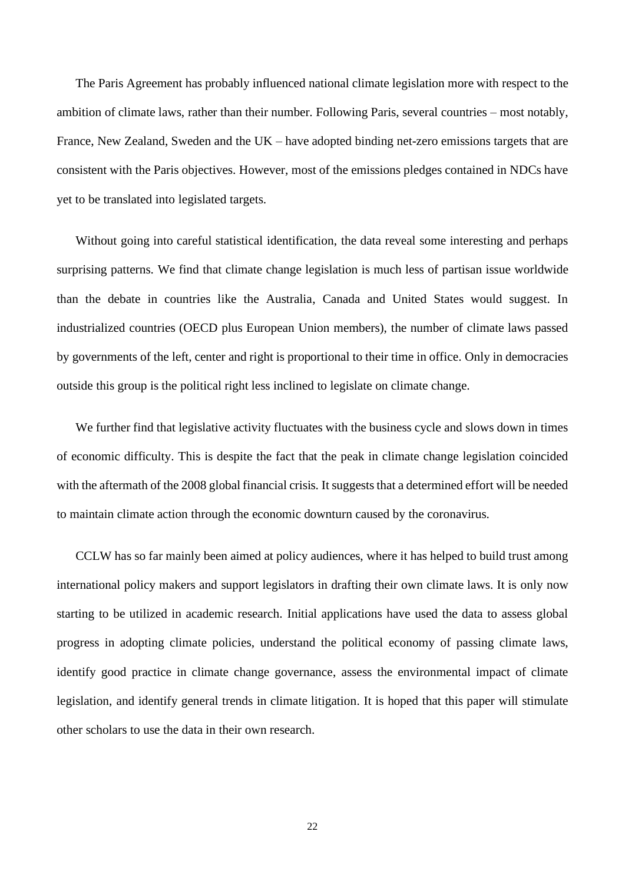The Paris Agreement has probably influenced national climate legislation more with respect to the ambition of climate laws, rather than their number. Following Paris, several countries – most notably, France, New Zealand, Sweden and the UK – have adopted binding net-zero emissions targets that are consistent with the Paris objectives. However, most of the emissions pledges contained in NDCs have yet to be translated into legislated targets.

Without going into careful statistical identification, the data reveal some interesting and perhaps surprising patterns. We find that climate change legislation is much less of partisan issue worldwide than the debate in countries like the Australia, Canada and United States would suggest. In industrialized countries (OECD plus European Union members), the number of climate laws passed by governments of the left, center and right is proportional to their time in office. Only in democracies outside this group is the political right less inclined to legislate on climate change.

We further find that legislative activity fluctuates with the business cycle and slows down in times of economic difficulty. This is despite the fact that the peak in climate change legislation coincided with the aftermath of the 2008 global financial crisis. It suggests that a determined effort will be needed to maintain climate action through the economic downturn caused by the coronavirus.

CCLW has so far mainly been aimed at policy audiences, where it has helped to build trust among international policy makers and support legislators in drafting their own climate laws. It is only now starting to be utilized in academic research. Initial applications have used the data to assess global progress in adopting climate policies, understand the political economy of passing climate laws, identify good practice in climate change governance, assess the environmental impact of climate legislation, and identify general trends in climate litigation. It is hoped that this paper will stimulate other scholars to use the data in their own research.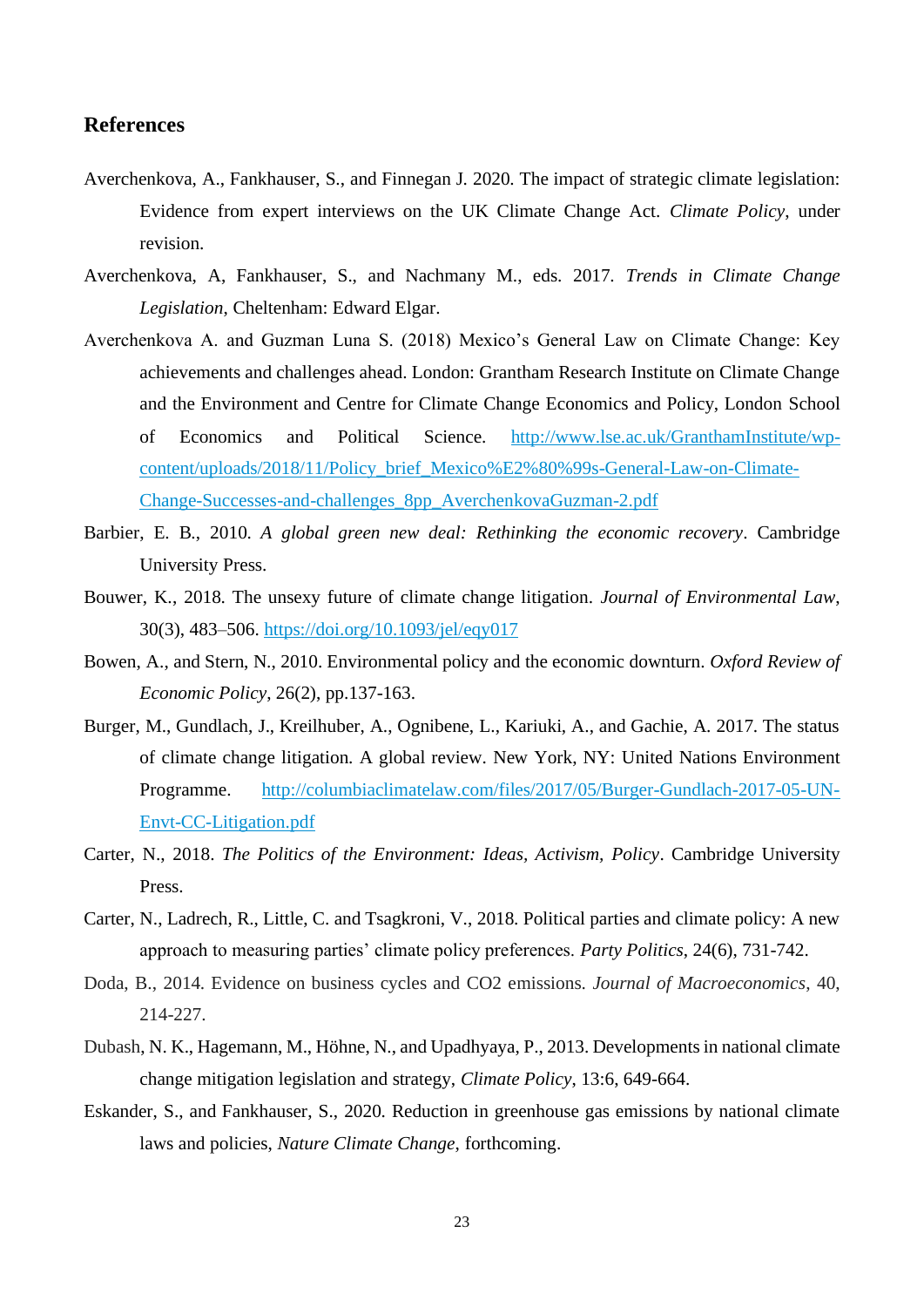## References

Averchenkova, A., Fankhauser, S., and Finnegan J. 2020. The impact of strategic climate legislation: Evidence from expert interviews on the UK Climate Change Act. *Climate Policy*, under revision.

Averchenkova, A, Fankhauser, S., and Nachmany M., eds. 2017. *Trends in Climate Change Legislation*, Cheltenham: Edward Elgar.

Averchenkova A. and Guzman Luna S. (2018) Mexico's General Law on Climate Change: Key achievements and challenges ahead. London: Grantham Research Institute on Climate Change and the Environment and Centre for Climate Change Economics and Policy, London School of Economics and Political Science. http://www.lse.ac.uk/GranthamInstitute/wp-content/uploads/2018/11/Policy_brief_Mexico%E2%80%99s-General-Law-on-Climate-Change-Successes-and-challenges_8pp_AverchenkovaGuzman-2.pdf

Barbier, E. B., 2010. *A global green new deal: Rethinking the economic recovery*. Cambridge University Press.

Bouwer, K., 2018. The unsexy future of climate change litigation. *Journal of Environmental Law*, 30(3), 483–506. https://doi.org/10.1093/jel/eqy017

Bowen, A., and Stern, N., 2010. Environmental policy and the economic downturn. *Oxford Review of Economic Policy*, 26(2), pp.137-163.

Burger, M., Gundlach, J., Kreilhuber, A., Ognibene, L., Kariuki, A., and Gachie, A. 2017. The status of climate change litigation. A global review. New York, NY: United Nations Environment Programme. http://columbiaclimatelaw.com/files/2017/05/Burger-Gundlach-2017-05-UN-Envt-CC-Litigation.pdf

Carter, N., 2018. *The Politics of the Environment: Ideas, Activism, Policy*. Cambridge University Press.

Carter, N., Ladrech, R., Little, C. and Tsagkroni, V., 2018. Political parties and climate policy: A new approach to measuring parties' climate policy preferences. *Party Politics*, 24(6), 731-742.

Doda, B., 2014. Evidence on business cycles and CO2 emissions. *Journal of Macroeconomics*, 40, 214-227.

Dubash, N. K., Hagemann, M., Höhne, N., and Upadhyaya, P., 2013. Developments in national climate change mitigation legislation and strategy, *Climate Policy*, 13:6, 649-664.

Eskander, S., and Fankhauser, S., 2020. Reduction in greenhouse gas emissions by national climate laws and policies, *Nature Climate Change*, forthcoming.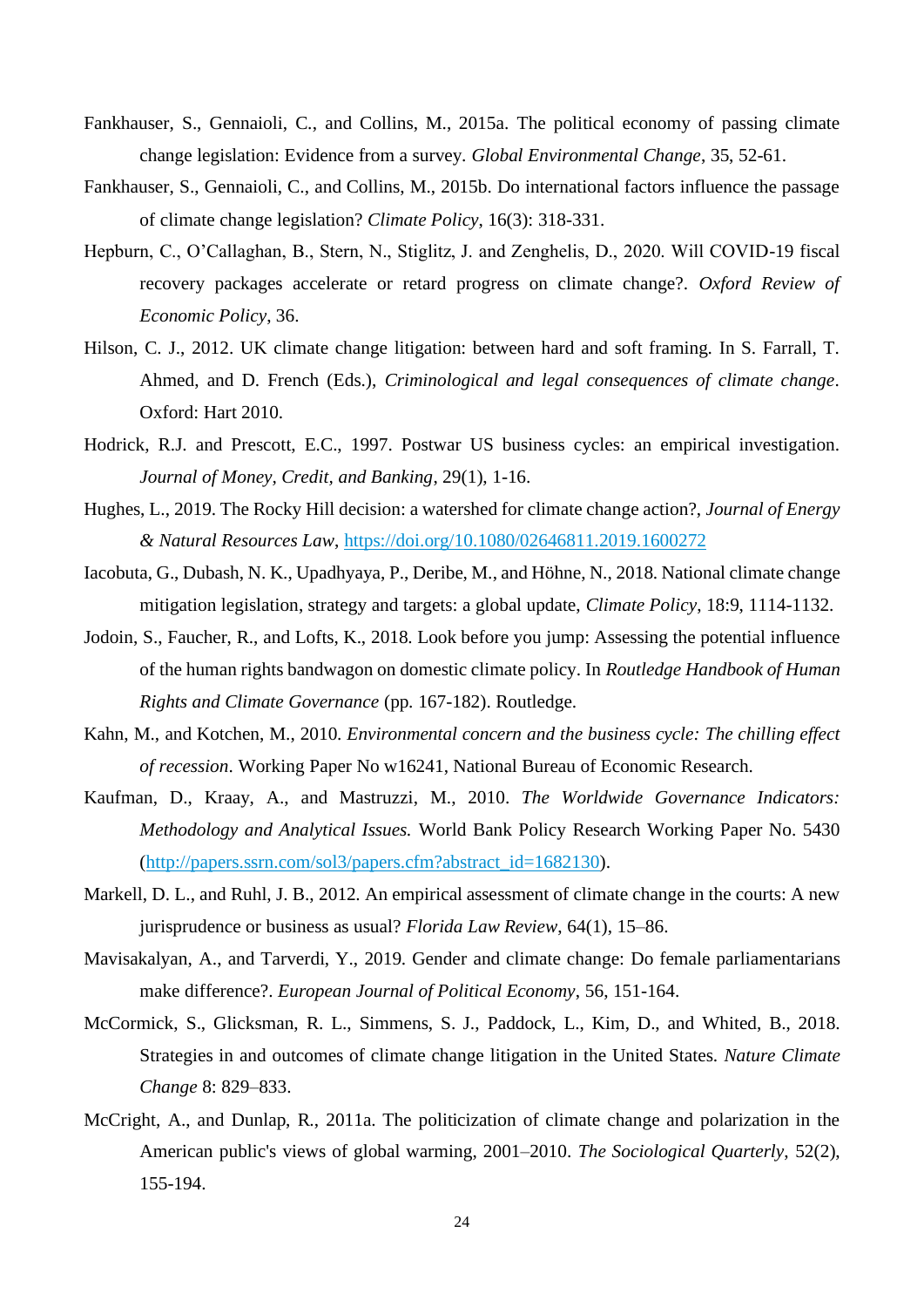Fankhauser, S., Gennaioli, C., and Collins, M., 2015a. The political economy of passing climate change legislation: Evidence from a survey. *Global Environmental Change*, 35, 52-61.

Fankhauser, S., Gennaioli, C., and Collins, M., 2015b. Do international factors influence the passage of climate change legislation? *Climate Policy*, 16(3): 318-331.

Hepburn, C., O'Callaghan, B., Stern, N., Stiglitz, J. and Zenghelis, D., 2020. Will COVID-19 fiscal recovery packages accelerate or retard progress on climate change?. *Oxford Review of Economic Policy*, 36.

Hilson, C. J., 2012. UK climate change litigation: between hard and soft framing. In S. Farrall, T. Ahmed, and D. French (Eds.), *Criminological and legal consequences of climate change*. Oxford: Hart 2010.

Hodrick, R.J. and Prescott, E.C., 1997. Postwar US business cycles: an empirical investigation. *Journal of Money, Credit, and Banking*, 29(1), 1-16.

Hughes, L., 2019. The Rocky Hill decision: a watershed for climate change action?, *Journal of Energy & Natural Resources Law*, https://doi.org/10.1080/02646811.2019.1600272

Iacobuta, G., Dubash, N. K., Upadhyaya, P., Deribe, M., and Höhne, N., 2018. National climate change mitigation legislation, strategy and targets: a global update, *Climate Policy*, 18:9, 1114-1132.

Jodoin, S., Faucher, R., and Lofts, K., 2018. Look before you jump: Assessing the potential influence of the human rights bandwagon on domestic climate policy. In *Routledge Handbook of Human Rights and Climate Governance* (pp. 167-182). Routledge.

Kahn, M., and Kotchen, M., 2010. *Environmental concern and the business cycle: The chilling effect of recession*. Working Paper No w16241, National Bureau of Economic Research.

Kaufman, D., Kraay, A., and Mastruzzi, M., 2010. *The Worldwide Governance Indicators: Methodology and Analytical Issues.* World Bank Policy Research Working Paper No. 5430 (http://papers.ssrn.com/sol3/papers.cfm?abstract_id=1682130).

Markell, D. L., and Ruhl, J. B., 2012. An empirical assessment of climate change in the courts: A new jurisprudence or business as usual? *Florida Law Review*, 64(1), 15–86.

Mavisakalyan, A., and Tarverdi, Y., 2019. Gender and climate change: Do female parliamentarians make difference?. *European Journal of Political Economy*, 56, 151-164.

McCormick, S., Glicksman, R. L., Simmens, S. J., Paddock, L., Kim, D., and Whited, B., 2018. Strategies in and outcomes of climate change litigation in the United States. *Nature Climate Change* 8: 829–833.

McCright, A., and Dunlap, R., 2011a. The politicization of climate change and polarization in the American public's views of global warming, 2001–2010. *The Sociological Quarterly*, 52(2), 155-194.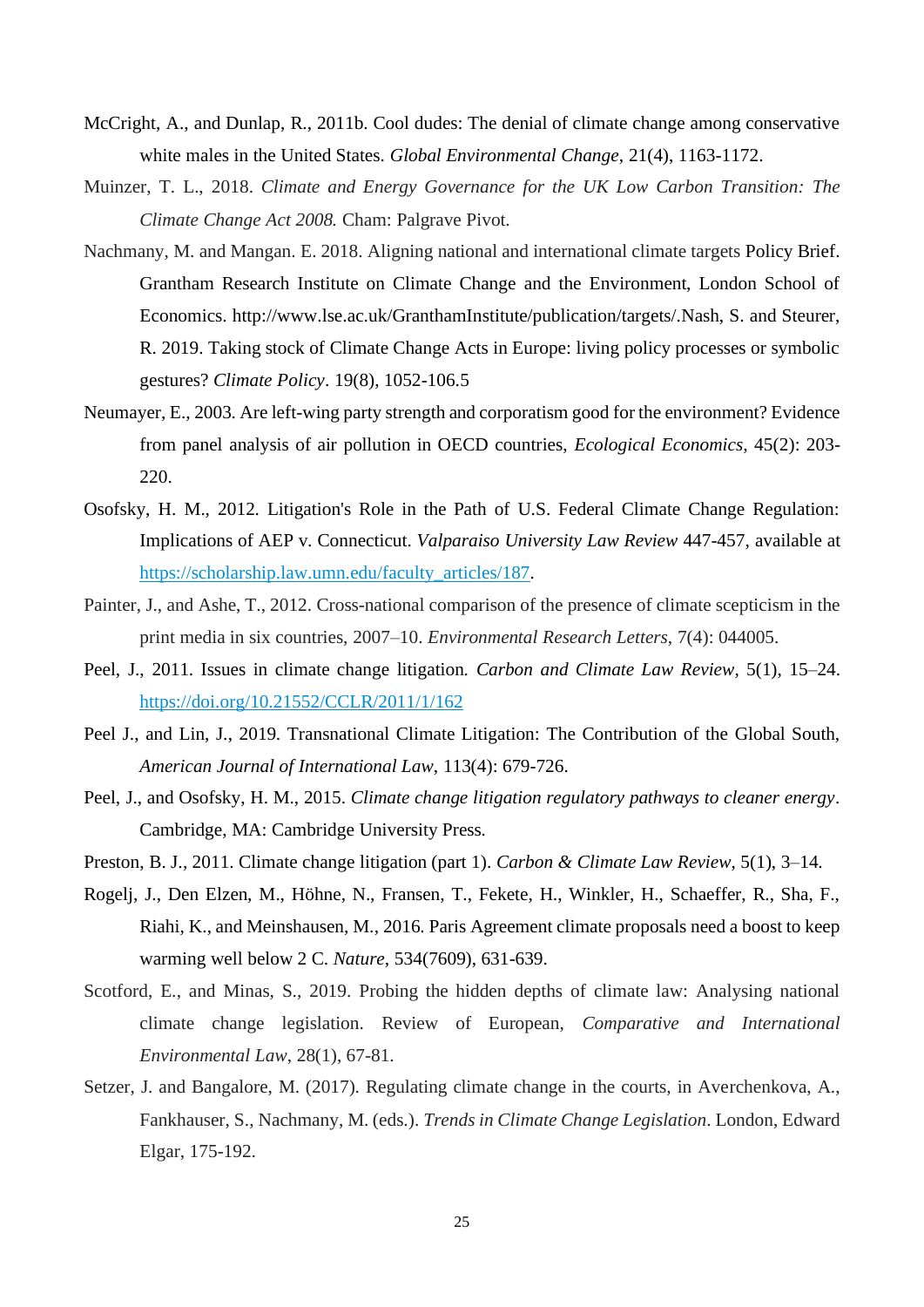McCright, A., and Dunlap, R., 2011b. Cool dudes: The denial of climate change among conservative white males in the United States. *Global Environmental Change*, 21(4), 1163-1172.

Muinzer, T. L., 2018. *Climate and Energy Governance for the UK Low Carbon Transition: The Climate Change Act 2008.* Cham: Palgrave Pivot.

Nachmany, M. and Mangan. E. 2018. Aligning national and international climate targets Policy Brief. Grantham Research Institute on Climate Change and the Environment, London School of Economics. http://www.lse.ac.uk/GranthamInstitute/publication/targets/.Nash, S. and Steurer, R. 2019. Taking stock of Climate Change Acts in Europe: living policy processes or symbolic gestures? *Climate Policy*. 19(8), 1052-106.5

Neumayer, E., 2003. Are left-wing party strength and corporatism good for the environment? Evidence from panel analysis of air pollution in OECD countries, *Ecological Economics*, 45(2): 203-220.

Osofsky, H. M., 2012. Litigation's Role in the Path of U.S. Federal Climate Change Regulation: Implications of AEP v. Connecticut. *Valparaiso University Law Review* 447-457, available at https://scholarship.law.umn.edu/faculty_articles/187.

Painter, J., and Ashe, T., 2012. Cross-national comparison of the presence of climate scepticism in the print media in six countries, 2007–10. *Environmental Research Letters*, 7(4): 044005.

Peel, J., 2011. Issues in climate change litigation. *Carbon and Climate Law Review*, 5(1), 15–24. https://doi.org/10.21552/CCLR/2011/1/162

Peel J., and Lin, J., 2019. Transnational Climate Litigation: The Contribution of the Global South, *American Journal of International Law*, 113(4): 679-726.

Peel, J., and Osofsky, H. M., 2015. *Climate change litigation regulatory pathways to cleaner energy*. Cambridge, MA: Cambridge University Press.

Preston, B. J., 2011. Climate change litigation (part 1). *Carbon & Climate Law Review*, 5(1), 3–14.

Rogelj, J., Den Elzen, M., Höhne, N., Fransen, T., Fekete, H., Winkler, H., Schaeffer, R., Sha, F., Riahi, K., and Meinshausen, M., 2016. Paris Agreement climate proposals need a boost to keep warming well below 2 C. *Nature*, 534(7609), 631-639.

Scotford, E., and Minas, S., 2019. Probing the hidden depths of climate law: Analysing national climate change legislation. Review of European, *Comparative and International Environmental Law*, 28(1), 67-81.

Setzer, J. and Bangalore, M. (2017). Regulating climate change in the courts, in Averchenkova, A., Fankhauser, S., Nachmany, M. (eds.). *Trends in Climate Change Legislation*. London, Edward Elgar, 175-192.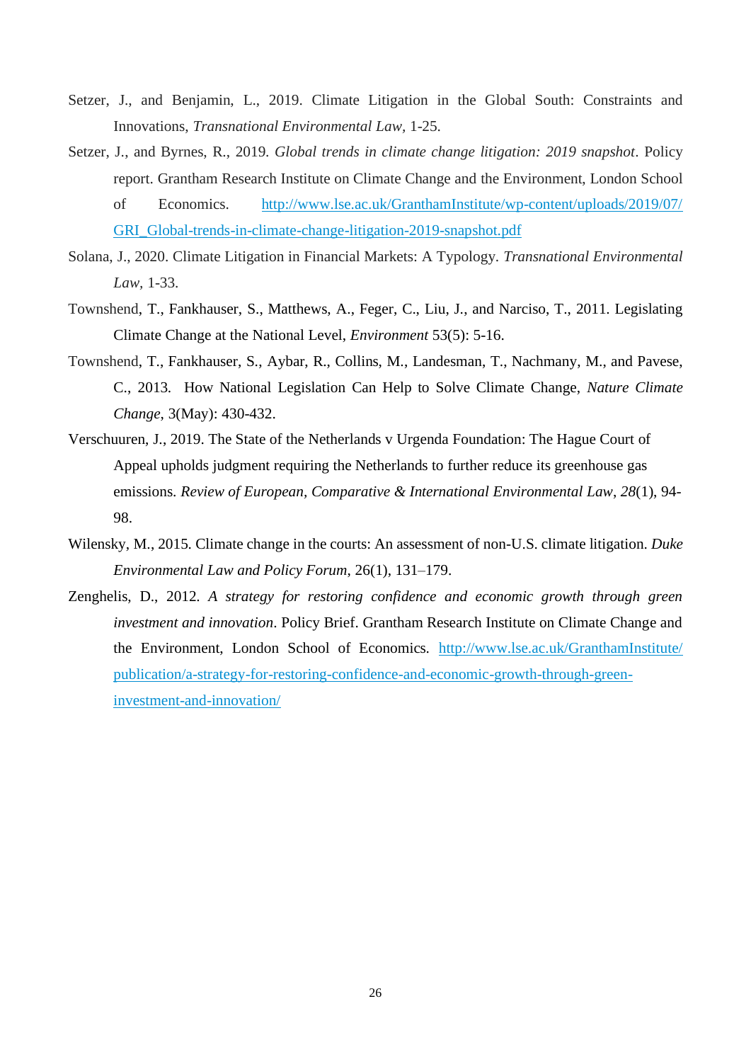Setzer, J., and Benjamin, L., 2019. Climate Litigation in the Global South: Constraints and Innovations, *Transnational Environmental Law*, 1-25.

Setzer, J., and Byrnes, R., 2019. *Global trends in climate change litigation: 2019 snapshot*. Policy report. Grantham Research Institute on Climate Change and the Environment, London School of Economics. http://www.lse.ac.uk/GranthamInstitute/wp-content/uploads/2019/07/GRI_Global-trends-in-climate-change-litigation-2019-snapshot.pdf

Solana, J., 2020. Climate Litigation in Financial Markets: A Typology. *Transnational Environmental Law*, 1-33.

Townshend, T., Fankhauser, S., Matthews, A., Feger, C., Liu, J., and Narciso, T., 2011. Legislating Climate Change at the National Level, *Environment* 53(5): 5-16.

Townshend, T., Fankhauser, S., Aybar, R., Collins, M., Landesman, T., Nachmany, M., and Pavese, C., 2013. How National Legislation Can Help to Solve Climate Change, *Nature Climate Change*, 3(May): 430-432.

Verschuuren, J., 2019. The State of the Netherlands v Urgenda Foundation: The Hague Court of Appeal upholds judgment requiring the Netherlands to further reduce its greenhouse gas emissions. *Review of European, Comparative & International Environmental Law*, *28*(1), 94-98.

Wilensky, M., 2015. Climate change in the courts: An assessment of non-U.S. climate litigation. *Duke Environmental Law and Policy Forum*, 26(1), 131–179.

Zenghelis, D., 2012. *A strategy for restoring confidence and economic growth through green investment and innovation*. Policy Brief. Grantham Research Institute on Climate Change and the Environment, London School of Economics. http://www.lse.ac.uk/GranthamInstitute/publication/a-strategy-for-restoring-confidence-and-economic-growth-through-green-investment-and-innovation/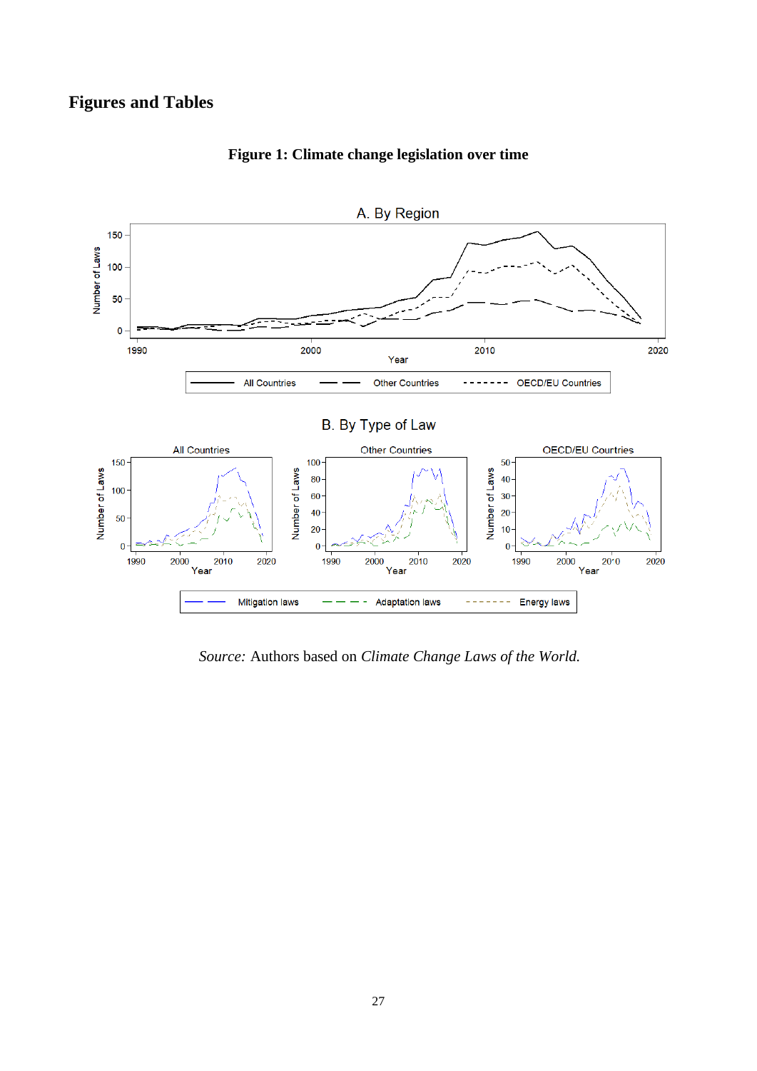# Figures and Tables

**Figure 1: Climate change legislation over time**

*Source:* Authors based on *Climate Change Laws of the World.*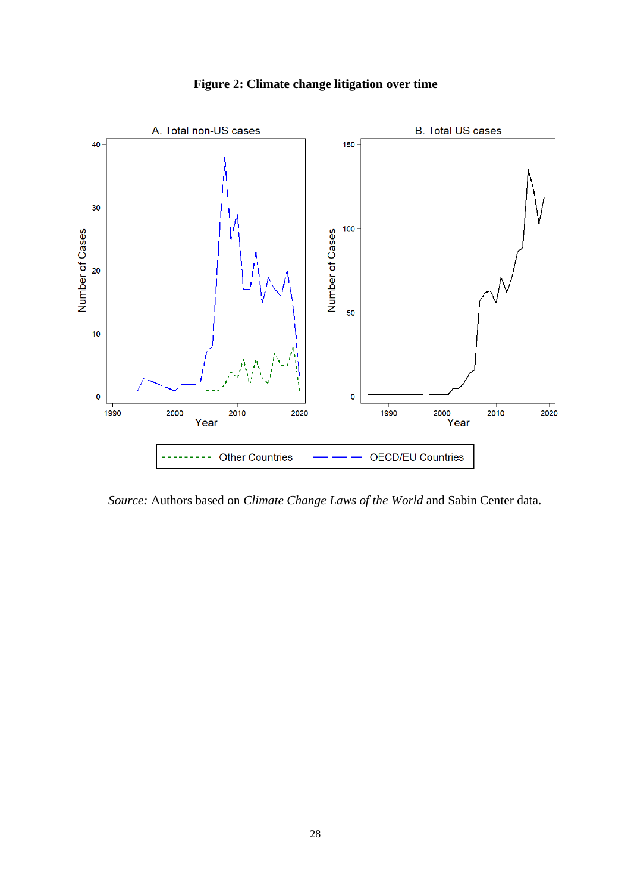**Figure 2: Climate change litigation over time**

*Source:* Authors based on *Climate Change Laws of the World* and Sabin Center data.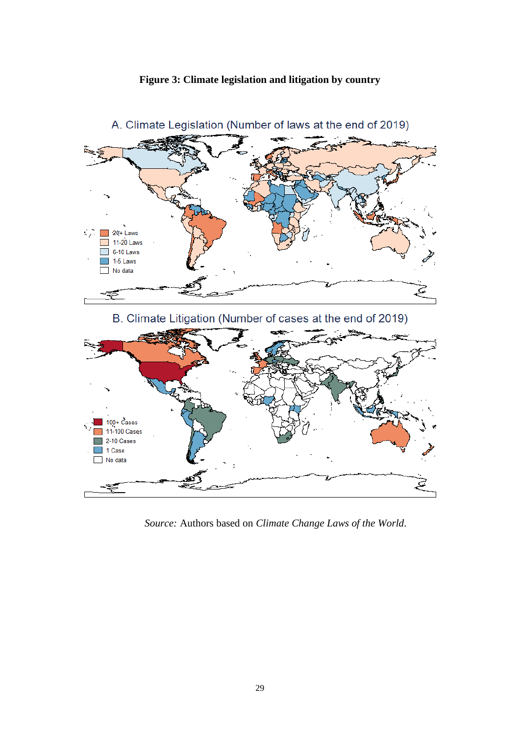**Figure 3: Climate legislation and litigation by country**

A. Climate Legislation (Number of laws at the end of 2019)

20+ Laws
11-20 Laws
6-10 Laws
1-5 Laws
No data

B. Climate Litigation (Number of cases at the end of 2019)

100+ Cases
11-100 Cases
2-10 Cases
1 Case
No data

*Source:* Authors based on *Climate Change Laws of the World*.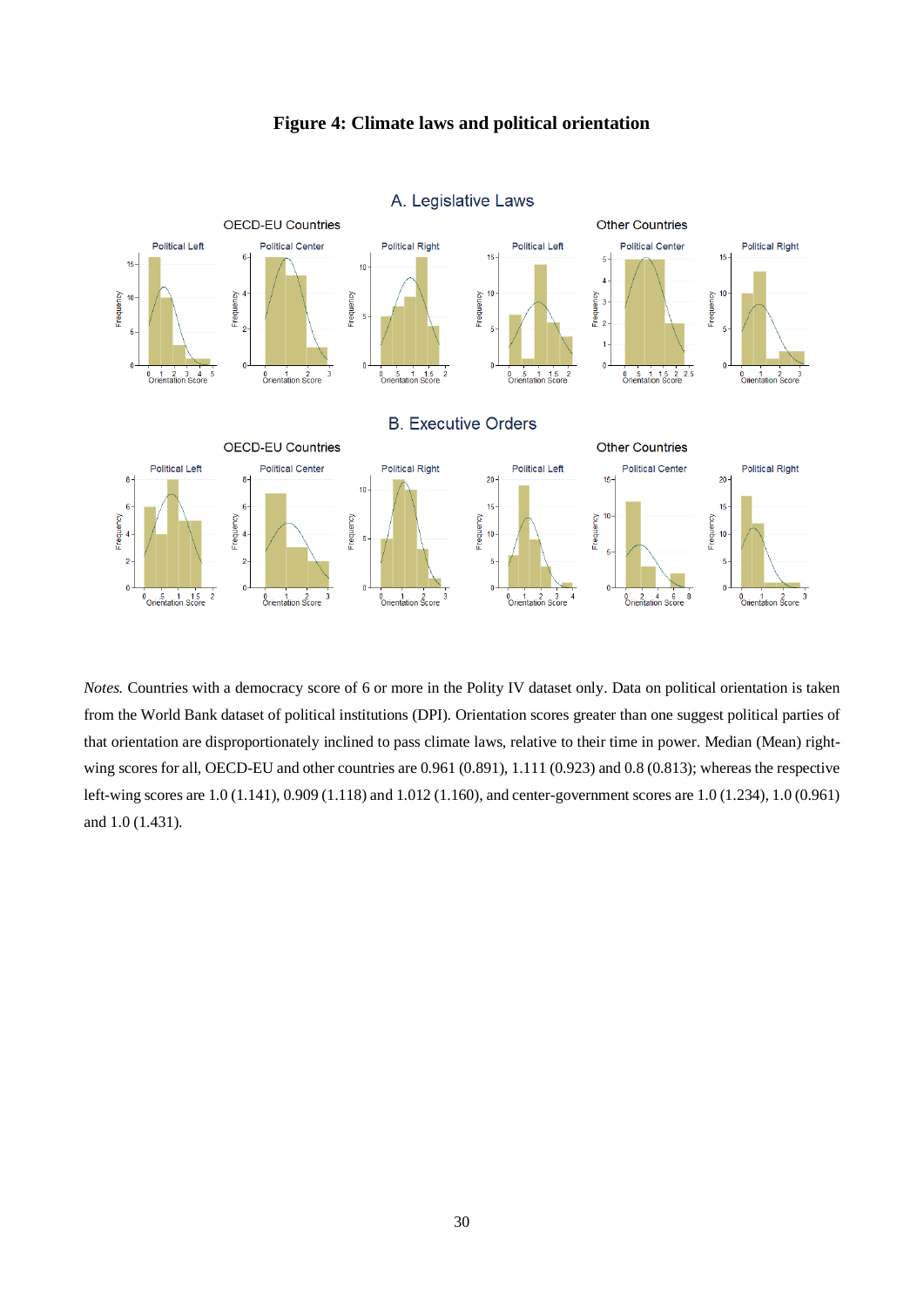**Figure 4: Climate laws and political orientation**

*Notes.* Countries with a democracy score of 6 or more in the Polity IV dataset only. Data on political orientation is taken from the World Bank dataset of political institutions (DPI). Orientation scores greater than one suggest political parties of that orientation are disproportionately inclined to pass climate laws, relative to their time in power. Median (Mean) right-wing scores for all, OECD-EU and other countries are 0.961 (0.891), 1.111 (0.923) and 0.8 (0.813); whereas the respective left-wing scores are 1.0 (1.141), 0.909 (1.118) and 1.012 (1.160), and center-government scores are 1.0 (1.234), 1.0 (0.961) and 1.0 (1.431).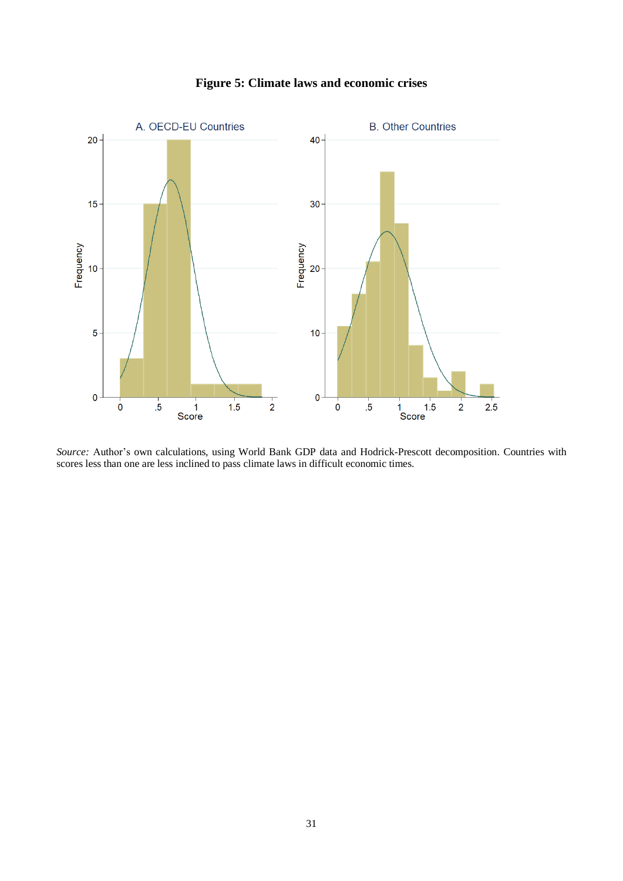**Figure 5: Climate laws and economic crises**

*Source:* Author's own calculations, using World Bank GDP data and Hodrick-Prescott decomposition. Countries with scores less than one are less inclined to pass climate laws in difficult economic times.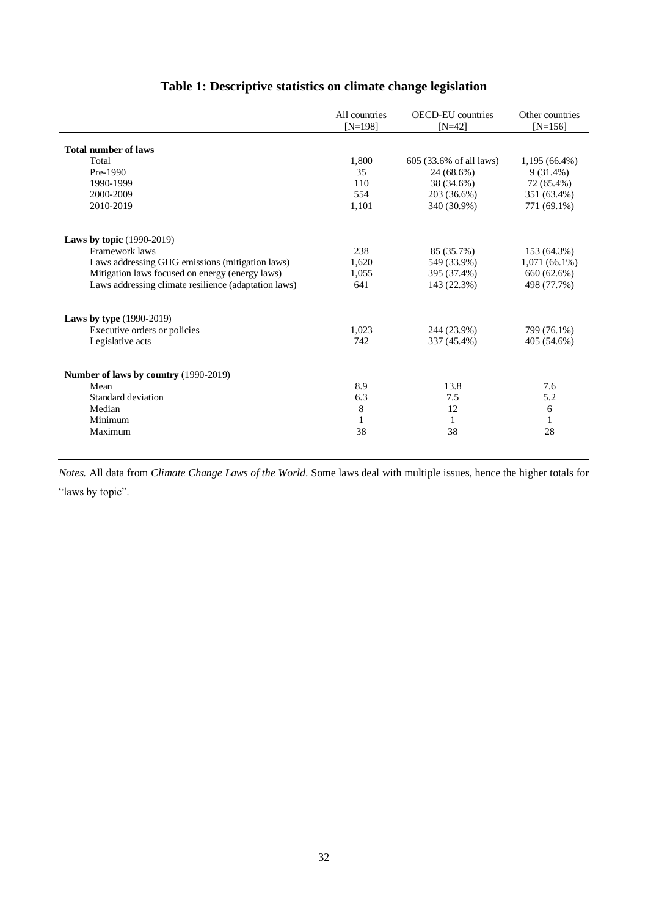# Table 1: Descriptive statistics on climate change legislation

| | All countries [N=198] | OECD-EU countries [N=42] | Other countries [N=156] |
|---|---|---|---|
| **Total number of laws** | | | |
| Total | 1,800 | 605 (33.6% of all laws) | 1,195 (66.4%) |
| Pre-1990 | 35 | 24 (68.6%) | 9 (31.4%) |
| 1990-1999 | 110 | 38 (34.6%) | 72 (65.4%) |
| 2000-2009 | 554 | 203 (36.6%) | 351 (63.4%) |
| 2010-2019 | 1,101 | 340 (30.9%) | 771 (69.1%) |
| **Laws by topic** (1990-2019) | | | |
| Framework laws | 238 | 85 (35.7%) | 153 (64.3%) |
| Laws addressing GHG emissions (mitigation laws) | 1,620 | 549 (33.9%) | 1,071 (66.1%) |
| Mitigation laws focused on energy (energy laws) | 1,055 | 395 (37.4%) | 660 (62.6%) |
| Laws addressing climate resilience (adaptation laws) | 641 | 143 (22.3%) | 498 (77.7%) |
| **Laws by type** (1990-2019) | | | |
| Executive orders or policies | 1,023 | 244 (23.9%) | 799 (76.1%) |
| Legislative acts | 742 | 337 (45.4%) | 405 (54.6%) |
| **Number of laws by country** (1990-2019) | | | |
| Mean | 8.9 | 13.8 | 7.6 |
| Standard deviation | 6.3 | 7.5 | 5.2 |
| Median | 8 | 12 | 6 |
| Minimum | 1 | 1 | 1 |
| Maximum | 38 | 38 | 28 |

*Notes.* All data from *Climate Change Laws of the World*. Some laws deal with multiple issues, hence the higher totals for "laws by topic".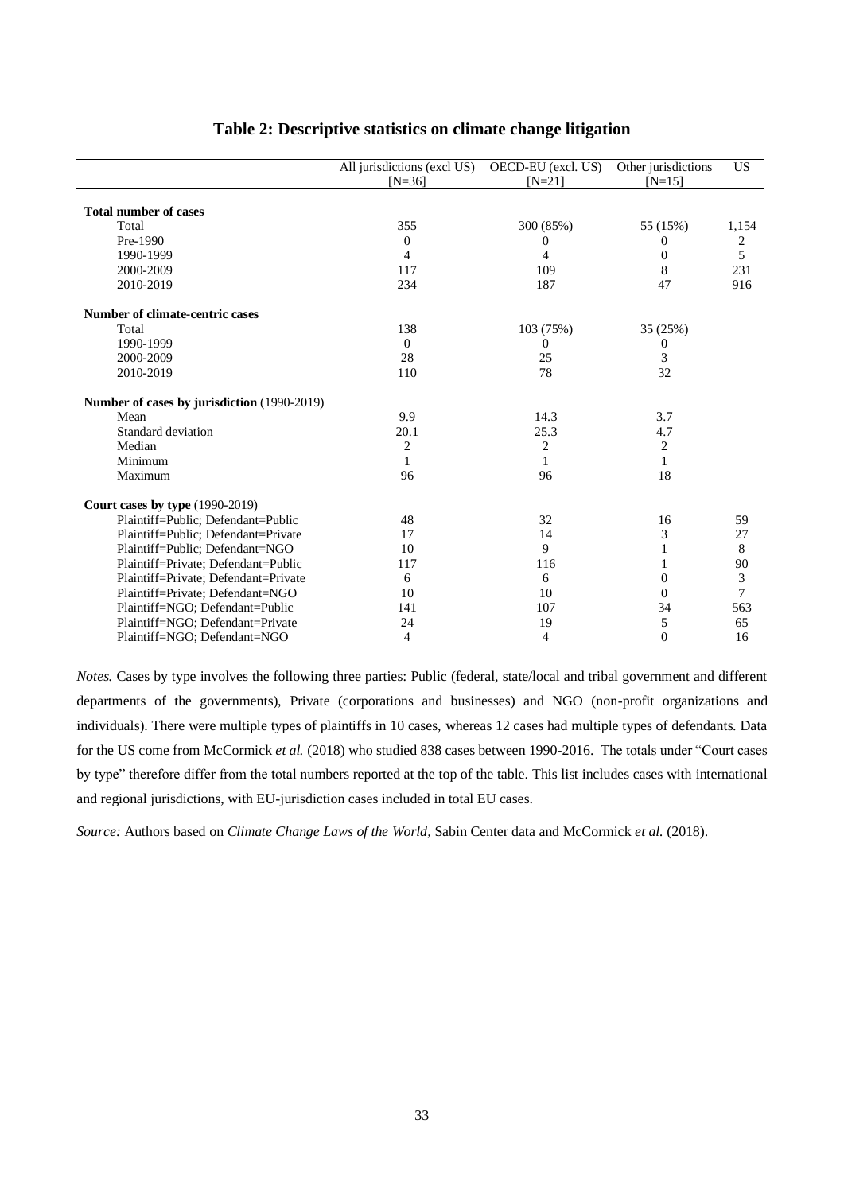## Table 2: Descriptive statistics on climate change litigation

| | All jurisdictions (excl US) [N=36] | OECD-EU (excl. US) [N=21] | Other jurisdictions [N=15] | US |
|---|---|---|---|---|
| **Total number of cases** | | | | |
| Total | 355 | 300 (85%) | 55 (15%) | 1,154 |
| Pre-1990 | 0 | 0 | 0 | 2 |
| 1990-1999 | 4 | 4 | 0 | 5 |
| 2000-2009 | 117 | 109 | 8 | 231 |
| 2010-2019 | 234 | 187 | 47 | 916 |
| **Number of climate-centric cases** | | | | |
| Total | 138 | 103 (75%) | 35 (25%) | |
| 1990-1999 | 0 | 0 | 0 | |
| 2000-2009 | 28 | 25 | 3 | |
| 2010-2019 | 110 | 78 | 32 | |
| **Number of cases by jurisdiction** (1990-2019) | | | | |
| Mean | 9.9 | 14.3 | 3.7 | |
| Standard deviation | 20.1 | 25.3 | 4.7 | |
| Median | 2 | 2 | 2 | |
| Minimum | 1 | 1 | 1 | |
| Maximum | 96 | 96 | 18 | |
| **Court cases by type** (1990-2019) | | | | |
| Plaintiff=Public; Defendant=Public | 48 | 32 | 16 | 59 |
| Plaintiff=Public; Defendant=Private | 17 | 14 | 3 | 27 |
| Plaintiff=Public; Defendant=NGO | 10 | 9 | 1 | 8 |
| Plaintiff=Private; Defendant=Public | 117 | 116 | 1 | 90 |
| Plaintiff=Private; Defendant=Private | 6 | 6 | 0 | 3 |
| Plaintiff=Private; Defendant=NGO | 10 | 10 | 0 | 7 |
| Plaintiff=NGO; Defendant=Public | 141 | 107 | 34 | 563 |
| Plaintiff=NGO; Defendant=Private | 24 | 19 | 5 | 65 |
| Plaintiff=NGO; Defendant=NGO | 4 | 4 | 0 | 16 |

*Notes.* Cases by type involves the following three parties: Public (federal, state/local and tribal government and different departments of the governments), Private (corporations and businesses) and NGO (non-profit organizations and individuals). There were multiple types of plaintiffs in 10 cases, whereas 12 cases had multiple types of defendants. Data for the US come from McCormick *et al.* (2018) who studied 838 cases between 1990-2016. The totals under "Court cases by type" therefore differ from the total numbers reported at the top of the table. This list includes cases with international and regional jurisdictions, with EU-jurisdiction cases included in total EU cases.

*Source:* Authors based on *Climate Change Laws of the World*, Sabin Center data and McCormick *et al.* (2018).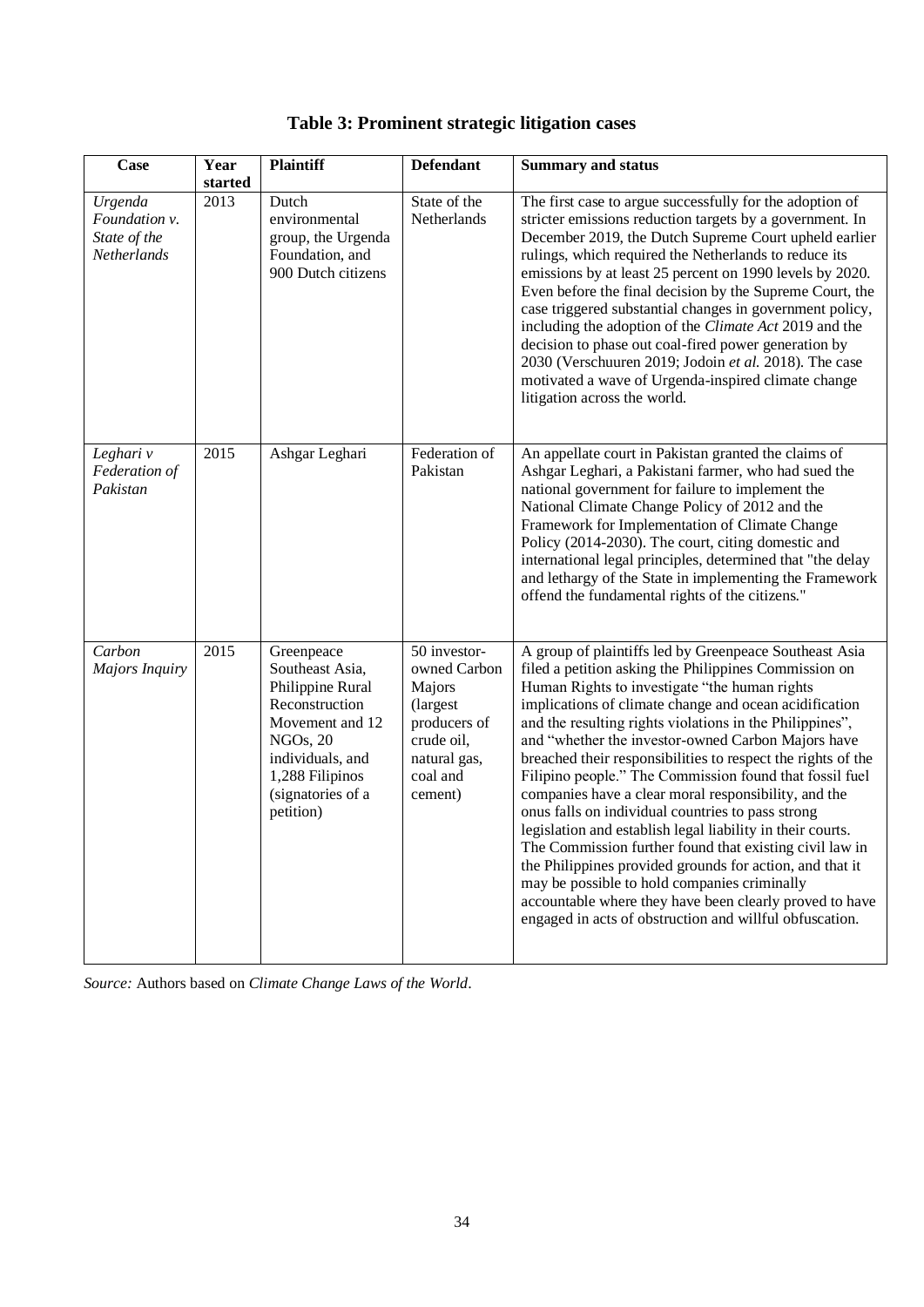**Table 3: Prominent strategic litigation cases**

| Case | Year started | Plaintiff | Defendant | Summary and status |
|---|---|---|---|---|
| *Urgenda Foundation v. State of the Netherlands* | 2013 | Dutch environmental group, the Urgenda Foundation, and 900 Dutch citizens | State of the Netherlands | The first case to argue successfully for the adoption of stricter emissions reduction targets by a government. In December 2019, the Dutch Supreme Court upheld earlier rulings, which required the Netherlands to reduce its emissions by at least 25 percent on 1990 levels by 2020. Even before the final decision by the Supreme Court, the case triggered substantial changes in government policy, including the adoption of the *Climate Act* 2019 and the decision to phase out coal-fired power generation by 2030 (Verschuuren 2019; Jodoin *et al.* 2018). The case motivated a wave of Urgenda-inspired climate change litigation across the world. |
| *Leghari v Federation of Pakistan* | 2015 | Ashgar Leghari | Federation of Pakistan | An appellate court in Pakistan granted the claims of Ashgar Leghari, a Pakistani farmer, who had sued the national government for failure to implement the National Climate Change Policy of 2012 and the Framework for Implementation of Climate Change Policy (2014-2030). The court, citing domestic and international legal principles, determined that "the delay and lethargy of the State in implementing the Framework offend the fundamental rights of the citizens." |
| *Carbon Majors Inquiry* | 2015 | Greenpeace Southeast Asia, Philippine Rural Reconstruction Movement and 12 NGOs, 20 individuals, and 1,288 Filipinos (signatories of a petition) | 50 investor-owned Carbon Majors (largest producers of crude oil, natural gas, coal and cement) | A group of plaintiffs led by Greenpeace Southeast Asia filed a petition asking the Philippines Commission on Human Rights to investigate "the human rights implications of climate change and ocean acidification and the resulting rights violations in the Philippines", and "whether the investor-owned Carbon Majors have breached their responsibilities to respect the rights of the Filipino people." The Commission found that fossil fuel companies have a clear moral responsibility, and the onus falls on individual countries to pass strong legislation and establish legal liability in their courts. The Commission further found that existing civil law in the Philippines provided grounds for action, and that it may be possible to hold companies criminally accountable where they have been clearly proved to have engaged in acts of obstruction and willful obfuscation. |

*Source:* Authors based on *Climate Change Laws of the World*.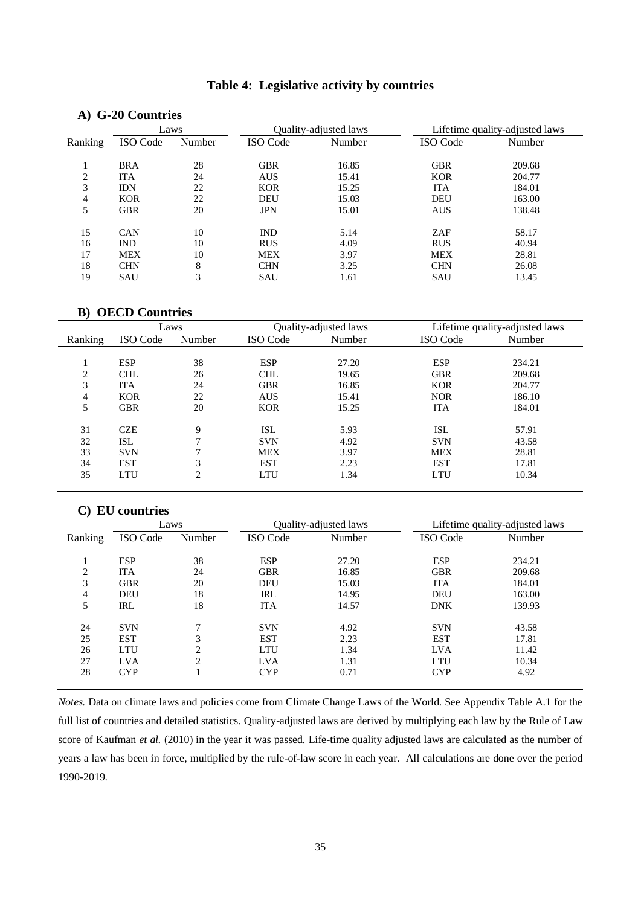# Table 4: Legislative activity by countries

### A) G-20 Countries

| Ranking | Laws | | Quality-adjusted laws | | Lifetime quality-adjusted laws | |
|---|---|---|---|---|---|---|
| | ISO Code | Number | ISO Code | Number | ISO Code | Number |
| 1 | BRA | 28 | GBR | 16.85 | GBR | 209.68 |
| 2 | ITA | 24 | AUS | 15.41 | KOR | 204.77 |
| 3 | IDN | 22 | KOR | 15.25 | ITA | 184.01 |
| 4 | KOR | 22 | DEU | 15.03 | DEU | 163.00 |
| 5 | GBR | 20 | JPN | 15.01 | AUS | 138.48 |
| 15 | CAN | 10 | IND | 5.14 | ZAF | 58.17 |
| 16 | IND | 10 | RUS | 4.09 | RUS | 40.94 |
| 17 | MEX | 10 | MEX | 3.97 | MEX | 28.81 |
| 18 | CHN | 8 | CHN | 3.25 | CHN | 26.08 |
| 19 | SAU | 3 | SAU | 1.61 | SAU | 13.45 |

### B) OECD Countries

| Ranking | Laws | | Quality-adjusted laws | | Lifetime quality-adjusted laws | |
|---|---|---|---|---|---|---|
| | ISO Code | Number | ISO Code | Number | ISO Code | Number |
| 1 | ESP | 38 | ESP | 27.20 | ESP | 234.21 |
| 2 | CHL | 26 | CHL | 19.65 | GBR | 209.68 |
| 3 | ITA | 24 | GBR | 16.85 | KOR | 204.77 |
| 4 | KOR | 22 | AUS | 15.41 | NOR | 186.10 |
| 5 | GBR | 20 | KOR | 15.25 | ITA | 184.01 |
| 31 | CZE | 9 | ISL | 5.93 | ISL | 57.91 |
| 32 | ISL | 7 | SVN | 4.92 | SVN | 43.58 |
| 33 | SVN | 7 | MEX | 3.97 | MEX | 28.81 |
| 34 | EST | 3 | EST | 2.23 | EST | 17.81 |
| 35 | LTU | 2 | LTU | 1.34 | LTU | 10.34 |

### C) EU countries

| Ranking | Laws | | Quality-adjusted laws | | Lifetime quality-adjusted laws | |
|---|---|---|---|---|---|---|
| | ISO Code | Number | ISO Code | Number | ISO Code | Number |
| 1 | ESP | 38 | ESP | 27.20 | ESP | 234.21 |
| 2 | ITA | 24 | GBR | 16.85 | GBR | 209.68 |
| 3 | GBR | 20 | DEU | 15.03 | ITA | 184.01 |
| 4 | DEU | 18 | IRL | 14.95 | DEU | 163.00 |
| 5 | IRL | 18 | ITA | 14.57 | DNK | 139.93 |
| 24 | SVN | 7 | SVN | 4.92 | SVN | 43.58 |
| 25 | EST | 3 | EST | 2.23 | EST | 17.81 |
| 26 | LTU | 2 | LTU | 1.34 | LVA | 11.42 |
| 27 | LVA | 2 | LVA | 1.31 | LTU | 10.34 |
| 28 | CYP | 1 | CYP | 0.71 | CYP | 4.92 |

*Notes.* Data on climate laws and policies come from Climate Change Laws of the World. See Appendix Table A.1 for the full list of countries and detailed statistics. Quality-adjusted laws are derived by multiplying each law by the Rule of Law score of Kaufman *et al.* (2010) in the year it was passed. Life-time quality adjusted laws are calculated as the number of years a law has been in force, multiplied by the rule-of-law score in each year. All calculations are done over the period 1990-2019.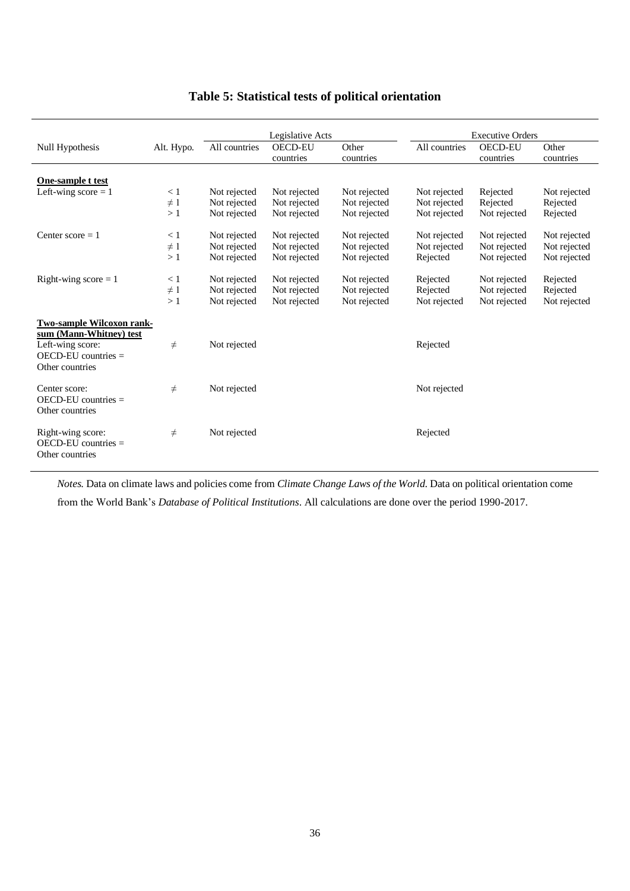# Table 5: Statistical tests of political orientation

| Null Hypothesis | Alt. Hypo. | Legislative Acts | | | Executive Orders | | |
|---|---|---|---|---|---|---|---|
| | | All countries | OECD-EU countries | Other countries | All countries | OECD-EU countries | Other countries |
| **One-sample t test** | | | | | | | |
| Left-wing score = 1 | < 1 | Not rejected | Not rejected | Not rejected | Not rejected | Rejected | Not rejected |
| | ≠ 1 | Not rejected | Not rejected | Not rejected | Not rejected | Rejected | Rejected |
| | > 1 | Not rejected | Not rejected | Not rejected | Not rejected | Not rejected | Rejected |
| Center score = 1 | < 1 | Not rejected | Not rejected | Not rejected | Not rejected | Not rejected | Not rejected |
| | ≠ 1 | Not rejected | Not rejected | Not rejected | Not rejected | Not rejected | Not rejected |
| | > 1 | Not rejected | Not rejected | Not rejected | Rejected | Not rejected | Not rejected |
| Right-wing score = 1 | < 1 | Not rejected | Not rejected | Not rejected | Rejected | Not rejected | Rejected |
| | ≠ 1 | Not rejected | Not rejected | Not rejected | Rejected | Not rejected | Rejected |
| | > 1 | Not rejected | Not rejected | Not rejected | Not rejected | Not rejected | Not rejected |
| **Two-sample Wilcoxon rank-sum (Mann-Whitney) test** | | | | | | | |
| Left-wing score: OECD-EU countries = Other countries | ≠ | Not rejected | | | Rejected | | |
| Center score: OECD-EU countries = Other countries | ≠ | Not rejected | | | Not rejected | | |
| Right-wing score: OECD-EU countries = Other countries | ≠ | Not rejected | | | Rejected | | |

*Notes.* Data on climate laws and policies come from *Climate Change Laws of the World*. Data on political orientation come from the World Bank's *Database of Political Institutions*. All calculations are done over the period 1990-2017.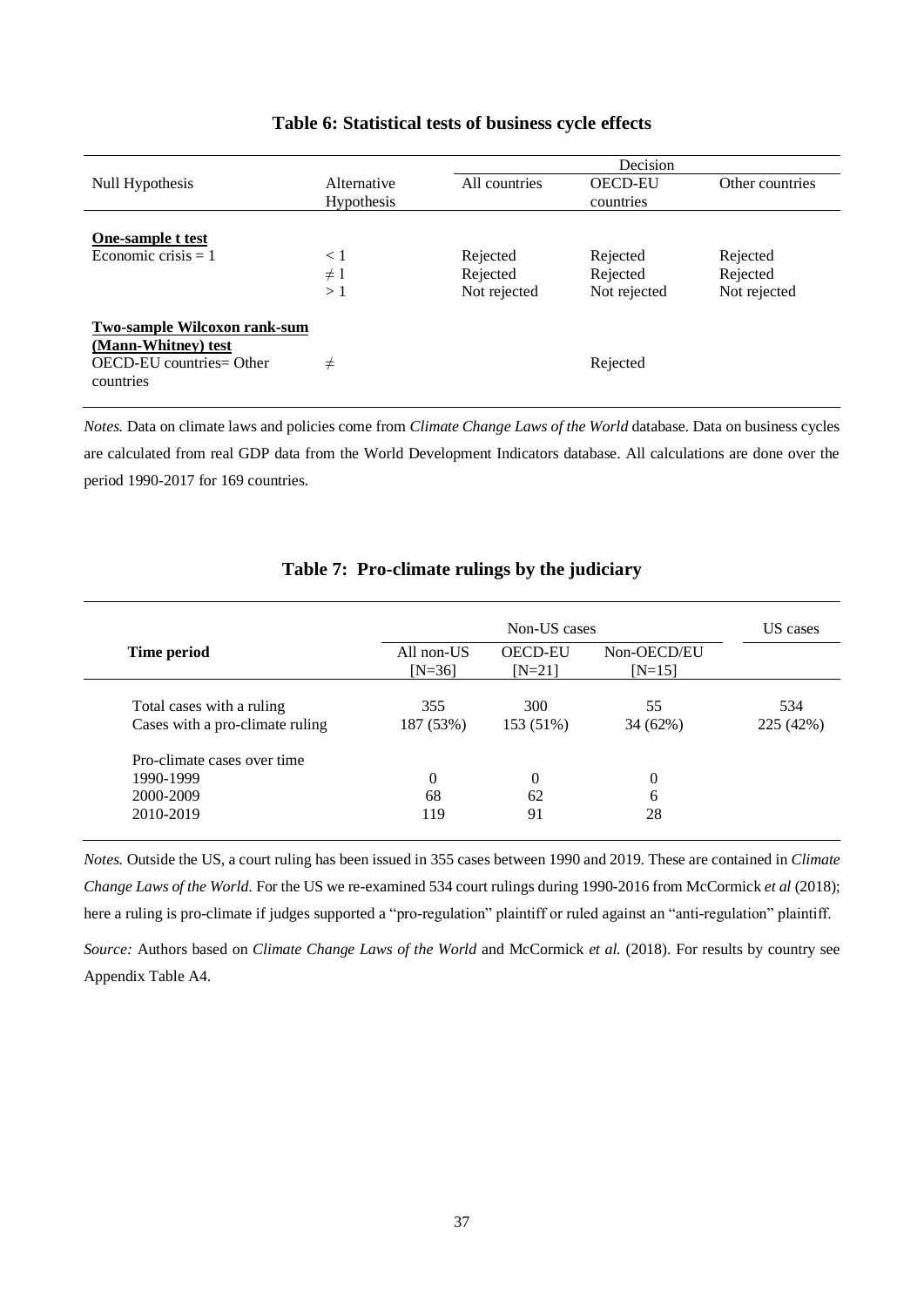**Table 6: Statistical tests of business cycle effects**

| Null Hypothesis | Alternative Hypothesis | Decision | | |
|---|---|---|---|---|
| | | All countries | OECD-EU countries | Other countries |
| **One-sample t test** | | | | |
| Economic crisis = 1 | < 1 | Rejected | Rejected | Rejected |
| | ≠ 1 | Rejected | Rejected | Rejected |
| | > 1 | Not rejected | Not rejected | Not rejected |
| **Two-sample Wilcoxon rank-sum (Mann-Whitney) test** | | | | |
| OECD-EU countries= Other countries | ≠ | | Rejected | |

*Notes.* Data on climate laws and policies come from *Climate Change Laws of the World* database. Data on business cycles are calculated from real GDP data from the World Development Indicators database. All calculations are done over the period 1990-2017 for 169 countries.

**Table 7: Pro-climate rulings by the judiciary**

| Time period | Non-US cases | | | US cases |
|---|---|---|---|---|
| | All non-US [N=36] | OECD-EU [N=21] | Non-OECD/EU [N=15] | |
| Total cases with a ruling | 355 | 300 | 55 | 534 |
| Cases with a pro-climate ruling | 187 (53%) | 153 (51%) | 34 (62%) | 225 (42%) |
| Pro-climate cases over time | | | | |
| 1990-1999 | 0 | 0 | 0 | |
| 2000-2009 | 68 | 62 | 6 | |
| 2010-2019 | 119 | 91 | 28 | |

*Notes.* Outside the US, a court ruling has been issued in 355 cases between 1990 and 2019. These are contained in *Climate Change Laws of the World*. For the US we re-examined 534 court rulings during 1990-2016 from McCormick *et al* (2018); here a ruling is pro-climate if judges supported a "pro-regulation" plaintiff or ruled against an "anti-regulation" plaintiff.

*Source:* Authors based on *Climate Change Laws of the World* and McCormick *et al.* (2018). For results by country see Appendix Table A4.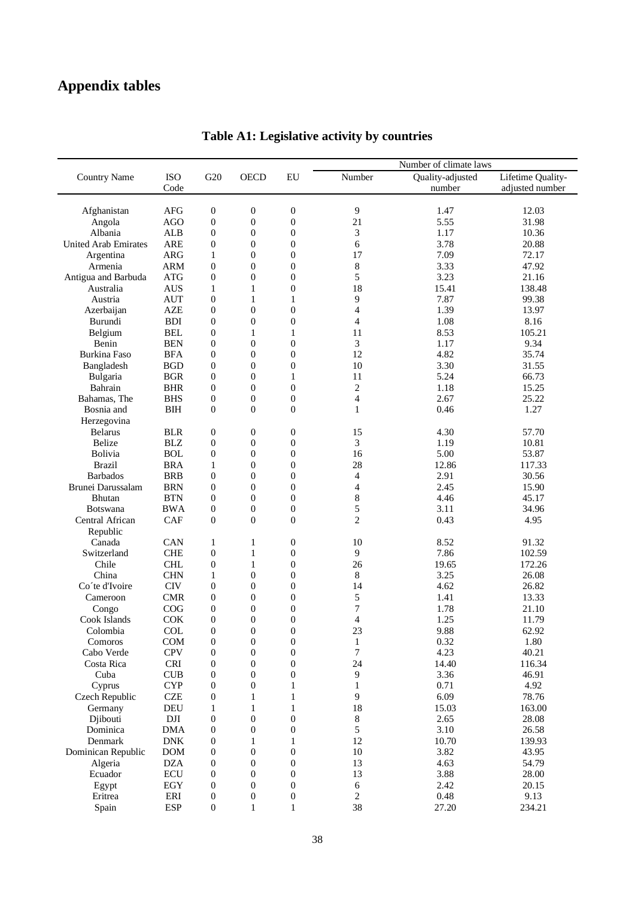# Appendix tables

## Table A1: Legislative activity by countries

| Country Name | ISO Code | G20 | OECD | EU | Number of climate laws | | |
|---|---|---|---|---|---|---|---|
| | | | | | Number | Quality-adjusted number | Lifetime Quality-adjusted number |
| Afghanistan | AFG | 0 | 0 | 0 | 9 | 1.47 | 12.03 |
| Angola | AGO | 0 | 0 | 0 | 21 | 5.55 | 31.98 |
| Albania | ALB | 0 | 0 | 0 | 3 | 1.17 | 10.36 |
| United Arab Emirates | ARE | 0 | 0 | 0 | 6 | 3.78 | 20.88 |
| Argentina | ARG | 1 | 0 | 0 | 17 | 7.09 | 72.17 |
| Armenia | ARM | 0 | 0 | 0 | 8 | 3.33 | 47.92 |
| Antigua and Barbuda | ATG | 0 | 0 | 0 | 5 | 3.23 | 21.16 |
| Australia | AUS | 1 | 1 | 0 | 18 | 15.41 | 138.48 |
| Austria | AUT | 0 | 1 | 1 | 9 | 7.87 | 99.38 |
| Azerbaijan | AZE | 0 | 0 | 0 | 4 | 1.39 | 13.97 |
| Burundi | BDI | 0 | 0 | 0 | 4 | 1.08 | 8.16 |
| Belgium | BEL | 0 | 1 | 1 | 11 | 8.53 | 105.21 |
| Benin | BEN | 0 | 0 | 0 | 3 | 1.17 | 9.34 |
| Burkina Faso | BFA | 0 | 0 | 0 | 12 | 4.82 | 35.74 |
| Bangladesh | BGD | 0 | 0 | 0 | 10 | 3.30 | 31.55 |
| Bulgaria | BGR | 0 | 0 | 1 | 11 | 5.24 | 66.73 |
| Bahrain | BHR | 0 | 0 | 0 | 2 | 1.18 | 15.25 |
| Bahamas, The | BHS | 0 | 0 | 0 | 4 | 2.67 | 25.22 |
| Bosnia and Herzegovina | BIH | 0 | 0 | 0 | 1 | 0.46 | 1.27 |
| Belarus | BLR | 0 | 0 | 0 | 15 | 4.30 | 57.70 |
| Belize | BLZ | 0 | 0 | 0 | 3 | 1.19 | 10.81 |
| Bolivia | BOL | 0 | 0 | 0 | 16 | 5.00 | 53.87 |
| Brazil | BRA | 1 | 0 | 0 | 28 | 12.86 | 117.33 |
| Barbados | BRB | 0 | 0 | 0 | 4 | 2.91 | 30.56 |
| Brunei Darussalam | BRN | 0 | 0 | 0 | 4 | 2.45 | 15.90 |
| Bhutan | BTN | 0 | 0 | 0 | 8 | 4.46 | 45.17 |
| Botswana | BWA | 0 | 0 | 0 | 5 | 3.11 | 34.96 |
| Central African Republic | CAF | 0 | 0 | 0 | 2 | 0.43 | 4.95 |
| Canada | CAN | 1 | 1 | 0 | 10 | 8.52 | 91.32 |
| Switzerland | CHE | 0 | 1 | 0 | 9 | 7.86 | 102.59 |
| Chile | CHL | 0 | 1 | 0 | 26 | 19.65 | 172.26 |
| China | CHN | 1 | 0 | 0 | 8 | 3.25 | 26.08 |
| Co´te d'Ivoire | CIV | 0 | 0 | 0 | 14 | 4.62 | 26.82 |
| Cameroon | CMR | 0 | 0 | 0 | 5 | 1.41 | 13.33 |
| Congo | COG | 0 | 0 | 0 | 7 | 1.78 | 21.10 |
| Cook Islands | COK | 0 | 0 | 0 | 4 | 1.25 | 11.79 |
| Colombia | COL | 0 | 0 | 0 | 23 | 9.88 | 62.92 |
| Comoros | COM | 0 | 0 | 0 | 1 | 0.32 | 1.80 |
| Cabo Verde | CPV | 0 | 0 | 0 | 7 | 4.23 | 40.21 |
| Costa Rica | CRI | 0 | 0 | 0 | 24 | 14.40 | 116.34 |
| Cuba | CUB | 0 | 0 | 0 | 9 | 3.36 | 46.91 |
| Cyprus | CYP | 0 | 0 | 1 | 1 | 0.71 | 4.92 |
| Czech Republic | CZE | 0 | 1 | 1 | 9 | 6.09 | 78.76 |
| Germany | DEU | 1 | 1 | 1 | 18 | 15.03 | 163.00 |
| Djibouti | DJI | 0 | 0 | 0 | 8 | 2.65 | 28.08 |
| Dominica | DMA | 0 | 0 | 0 | 5 | 3.10 | 26.58 |
| Denmark | DNK | 0 | 1 | 1 | 12 | 10.70 | 139.93 |
| Dominican Republic | DOM | 0 | 0 | 0 | 10 | 3.82 | 43.95 |
| Algeria | DZA | 0 | 0 | 0 | 13 | 4.63 | 54.79 |
| Ecuador | ECU | 0 | 0 | 0 | 13 | 3.88 | 28.00 |
| Egypt | EGY | 0 | 0 | 0 | 6 | 2.42 | 20.15 |
| Eritrea | ERI | 0 | 0 | 0 | 2 | 0.48 | 9.13 |
| Spain | ESP | 0 | 1 | 1 | 38 | 27.20 | 234.21 |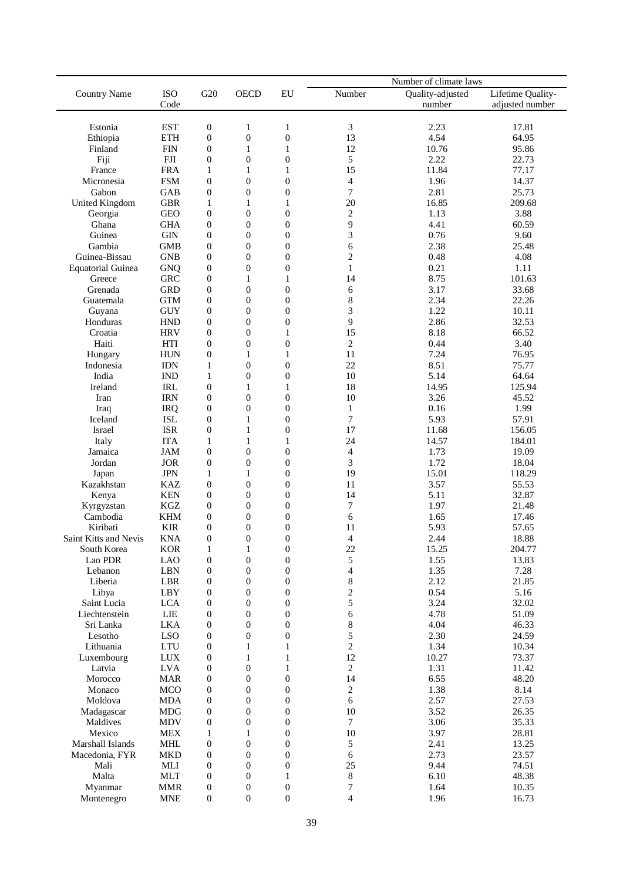| Country Name | ISO Code | G20 | OECD | EU | Number of climate laws | | |
|---|---|---|---|---|---|---|---|
| | | | | | Number | Quality-adjusted number | Lifetime Quality-adjusted number |
| Estonia | EST | 0 | 1 | 1 | 3 | 2.23 | 17.81 |
| Ethiopia | ETH | 0 | 0 | 0 | 13 | 4.54 | 64.95 |
| Finland | FIN | 0 | 1 | 1 | 12 | 10.76 | 95.86 |
| Fiji | FJI | 0 | 0 | 0 | 5 | 2.22 | 22.73 |
| France | FRA | 1 | 1 | 1 | 15 | 11.84 | 77.17 |
| Micronesia | FSM | 0 | 0 | 0 | 4 | 1.96 | 14.37 |
| Gabon | GAB | 0 | 0 | 0 | 7 | 2.81 | 25.73 |
| United Kingdom | GBR | 1 | 1 | 1 | 20 | 16.85 | 209.68 |
| Georgia | GEO | 0 | 0 | 0 | 2 | 1.13 | 3.88 |
| Ghana | GHA | 0 | 0 | 0 | 9 | 4.41 | 60.59 |
| Guinea | GIN | 0 | 0 | 0 | 3 | 0.76 | 9.60 |
| Gambia | GMB | 0 | 0 | 0 | 6 | 2.38 | 25.48 |
| Guinea-Bissau | GNB | 0 | 0 | 0 | 2 | 0.48 | 4.08 |
| Equatorial Guinea | GNQ | 0 | 0 | 0 | 1 | 0.21 | 1.11 |
| Greece | GRC | 0 | 1 | 1 | 14 | 8.75 | 101.63 |
| Grenada | GRD | 0 | 0 | 0 | 6 | 3.17 | 33.68 |
| Guatemala | GTM | 0 | 0 | 0 | 8 | 2.34 | 22.26 |
| Guyana | GUY | 0 | 0 | 0 | 3 | 1.22 | 10.11 |
| Honduras | HND | 0 | 0 | 0 | 9 | 2.86 | 32.53 |
| Croatia | HRV | 0 | 0 | 1 | 15 | 8.18 | 66.52 |
| Haiti | HTI | 0 | 0 | 0 | 2 | 0.44 | 3.40 |
| Hungary | HUN | 0 | 1 | 1 | 11 | 7.24 | 76.95 |
| Indonesia | IDN | 1 | 0 | 0 | 22 | 8.51 | 75.77 |
| India | IND | 1 | 0 | 0 | 10 | 5.14 | 64.64 |
| Ireland | IRL | 0 | 1 | 1 | 18 | 14.95 | 125.94 |
| Iran | IRN | 0 | 0 | 0 | 10 | 3.26 | 45.52 |
| Iraq | IRQ | 0 | 0 | 0 | 1 | 0.16 | 1.99 |
| Iceland | ISL | 0 | 1 | 0 | 7 | 5.93 | 57.91 |
| Israel | ISR | 0 | 1 | 0 | 17 | 11.68 | 156.05 |
| Italy | ITA | 1 | 1 | 1 | 24 | 14.57 | 184.01 |
| Jamaica | JAM | 0 | 0 | 0 | 4 | 1.73 | 19.09 |
| Jordan | JOR | 0 | 0 | 0 | 3 | 1.72 | 18.04 |
| Japan | JPN | 1 | 1 | 0 | 19 | 15.01 | 118.29 |
| Kazakhstan | KAZ | 0 | 0 | 0 | 11 | 3.57 | 55.53 |
| Kenya | KEN | 0 | 0 | 0 | 14 | 5.11 | 32.87 |
| Kyrgyzstan | KGZ | 0 | 0 | 0 | 7 | 1.97 | 21.48 |
| Cambodia | KHM | 0 | 0 | 0 | 6 | 1.65 | 17.46 |
| Kiribati | KIR | 0 | 0 | 0 | 11 | 5.93 | 57.65 |
| Saint Kitts and Nevis | KNA | 0 | 0 | 0 | 4 | 2.44 | 18.88 |
| South Korea | KOR | 1 | 1 | 0 | 22 | 15.25 | 204.77 |
| Lao PDR | LAO | 0 | 0 | 0 | 5 | 1.55 | 13.83 |
| Lebanon | LBN | 0 | 0 | 0 | 4 | 1.35 | 7.28 |
| Liberia | LBR | 0 | 0 | 0 | 8 | 2.12 | 21.85 |
| Libya | LBY | 0 | 0 | 0 | 2 | 0.54 | 5.16 |
| Saint Lucia | LCA | 0 | 0 | 0 | 5 | 3.24 | 32.02 |
| Liechtenstein | LIE | 0 | 0 | 0 | 6 | 4.78 | 51.09 |
| Sri Lanka | LKA | 0 | 0 | 0 | 8 | 4.04 | 46.33 |
| Lesotho | LSO | 0 | 0 | 0 | 5 | 2.30 | 24.59 |
| Lithuania | LTU | 0 | 1 | 1 | 2 | 1.34 | 10.34 |
| Luxembourg | LUX | 0 | 1 | 1 | 12 | 10.27 | 73.37 |
| Latvia | LVA | 0 | 0 | 1 | 2 | 1.31 | 11.42 |
| Morocco | MAR | 0 | 0 | 0 | 14 | 6.55 | 48.20 |
| Monaco | MCO | 0 | 0 | 0 | 2 | 1.38 | 8.14 |
| Moldova | MDA | 0 | 0 | 0 | 6 | 2.57 | 27.53 |
| Madagascar | MDG | 0 | 0 | 0 | 10 | 3.52 | 26.35 |
| Maldives | MDV | 0 | 0 | 0 | 7 | 3.06 | 35.33 |
| Mexico | MEX | 1 | 1 | 0 | 10 | 3.97 | 28.81 |
| Marshall Islands | MHL | 0 | 0 | 0 | 5 | 2.41 | 13.25 |
| Macedonia, FYR | MKD | 0 | 0 | 0 | 6 | 2.73 | 23.57 |
| Mali | MLI | 0 | 0 | 0 | 25 | 9.44 | 74.51 |
| Malta | MLT | 0 | 0 | 1 | 8 | 6.10 | 48.38 |
| Myanmar | MMR | 0 | 0 | 0 | 7 | 1.64 | 10.35 |
| Montenegro | MNE | 0 | 0 | 0 | 4 | 1.96 | 16.73 |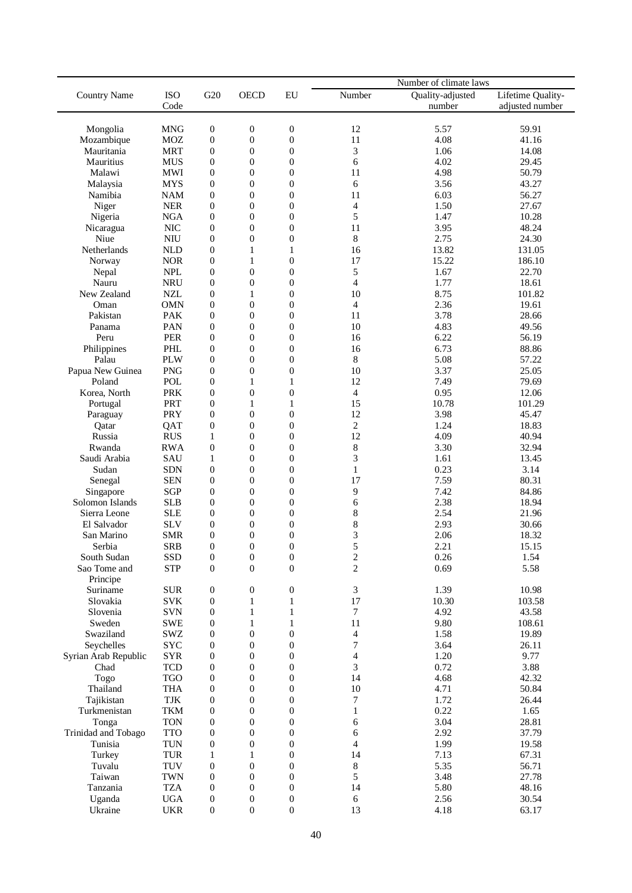| Country Name | ISO Code | G20 | OECD | EU | Number of climate laws | | |
|---|---|---|---|---|---|---|---|
| | | | | | Number | Quality-adjusted number | Lifetime Quality-adjusted number |
| Mongolia | MNG | 0 | 0 | 0 | 12 | 5.57 | 59.91 |
| Mozambique | MOZ | 0 | 0 | 0 | 11 | 4.08 | 41.16 |
| Mauritania | MRT | 0 | 0 | 0 | 3 | 1.06 | 14.08 |
| Mauritius | MUS | 0 | 0 | 0 | 6 | 4.02 | 29.45 |
| Malawi | MWI | 0 | 0 | 0 | 11 | 4.98 | 50.79 |
| Malaysia | MYS | 0 | 0 | 0 | 6 | 3.56 | 43.27 |
| Namibia | NAM | 0 | 0 | 0 | 11 | 6.03 | 56.27 |
| Niger | NER | 0 | 0 | 0 | 4 | 1.50 | 27.67 |
| Nigeria | NGA | 0 | 0 | 0 | 5 | 1.47 | 10.28 |
| Nicaragua | NIC | 0 | 0 | 0 | 11 | 3.95 | 48.24 |
| Niue | NIU | 0 | 0 | 0 | 8 | 2.75 | 24.30 |
| Netherlands | NLD | 0 | 1 | 1 | 16 | 13.82 | 131.05 |
| Norway | NOR | 0 | 1 | 0 | 17 | 15.22 | 186.10 |
| Nepal | NPL | 0 | 0 | 0 | 5 | 1.67 | 22.70 |
| Nauru | NRU | 0 | 0 | 0 | 4 | 1.77 | 18.61 |
| New Zealand | NZL | 0 | 1 | 0 | 10 | 8.75 | 101.82 |
| Oman | OMN | 0 | 0 | 0 | 4 | 2.36 | 19.61 |
| Pakistan | PAK | 0 | 0 | 0 | 11 | 3.78 | 28.66 |
| Panama | PAN | 0 | 0 | 0 | 10 | 4.83 | 49.56 |
| Peru | PER | 0 | 0 | 0 | 16 | 6.22 | 56.19 |
| Philippines | PHL | 0 | 0 | 0 | 16 | 6.73 | 88.86 |
| Palau | PLW | 0 | 0 | 0 | 8 | 5.08 | 57.22 |
| Papua New Guinea | PNG | 0 | 0 | 0 | 10 | 3.37 | 25.05 |
| Poland | POL | 0 | 1 | 1 | 12 | 7.49 | 79.69 |
| Korea, North | PRK | 0 | 0 | 0 | 4 | 0.95 | 12.06 |
| Portugal | PRT | 0 | 1 | 1 | 15 | 10.78 | 101.29 |
| Paraguay | PRY | 0 | 0 | 0 | 12 | 3.98 | 45.47 |
| Qatar | QAT | 0 | 0 | 0 | 2 | 1.24 | 18.83 |
| Russia | RUS | 1 | 0 | 0 | 12 | 4.09 | 40.94 |
| Rwanda | RWA | 0 | 0 | 0 | 8 | 3.30 | 32.94 |
| Saudi Arabia | SAU | 1 | 0 | 0 | 3 | 1.61 | 13.45 |
| Sudan | SDN | 0 | 0 | 0 | 1 | 0.23 | 3.14 |
| Senegal | SEN | 0 | 0 | 0 | 17 | 7.59 | 80.31 |
| Singapore | SGP | 0 | 0 | 0 | 9 | 7.42 | 84.86 |
| Solomon Islands | SLB | 0 | 0 | 0 | 6 | 2.38 | 18.94 |
| Sierra Leone | SLE | 0 | 0 | 0 | 8 | 2.54 | 21.96 |
| El Salvador | SLV | 0 | 0 | 0 | 8 | 2.93 | 30.66 |
| San Marino | SMR | 0 | 0 | 0 | 3 | 2.06 | 18.32 |
| Serbia | SRB | 0 | 0 | 0 | 5 | 2.21 | 15.15 |
| South Sudan | SSD | 0 | 0 | 0 | 2 | 0.26 | 1.54 |
| Sao Tome and Principe | STP | 0 | 0 | 0 | 2 | 0.69 | 5.58 |
| Suriname | SUR | 0 | 0 | 0 | 3 | 1.39 | 10.98 |
| Slovakia | SVK | 0 | 1 | 1 | 17 | 10.30 | 103.58 |
| Slovenia | SVN | 0 | 1 | 1 | 7 | 4.92 | 43.58 |
| Sweden | SWE | 0 | 1 | 1 | 11 | 9.80 | 108.61 |
| Swaziland | SWZ | 0 | 0 | 0 | 4 | 1.58 | 19.89 |
| Seychelles | SYC | 0 | 0 | 0 | 7 | 3.64 | 26.11 |
| Syrian Arab Republic | SYR | 0 | 0 | 0 | 4 | 1.20 | 9.77 |
| Chad | TCD | 0 | 0 | 0 | 3 | 0.72 | 3.88 |
| Togo | TGO | 0 | 0 | 0 | 14 | 4.68 | 42.32 |
| Thailand | THA | 0 | 0 | 0 | 10 | 4.71 | 50.84 |
| Tajikistan | TJK | 0 | 0 | 0 | 7 | 1.72 | 26.44 |
| Turkmenistan | TKM | 0 | 0 | 0 | 1 | 0.22 | 1.65 |
| Tonga | TON | 0 | 0 | 0 | 6 | 3.04 | 28.81 |
| Trinidad and Tobago | TTO | 0 | 0 | 0 | 6 | 2.92 | 37.79 |
| Tunisia | TUN | 0 | 0 | 0 | 4 | 1.99 | 19.58 |
| Turkey | TUR | 1 | 1 | 0 | 14 | 7.13 | 67.31 |
| Tuvalu | TUV | 0 | 0 | 0 | 8 | 5.35 | 56.71 |
| Taiwan | TWN | 0 | 0 | 0 | 5 | 3.48 | 27.78 |
| Tanzania | TZA | 0 | 0 | 0 | 14 | 5.80 | 48.16 |
| Uganda | UGA | 0 | 0 | 0 | 6 | 2.56 | 30.54 |
| Ukraine | UKR | 0 | 0 | 0 | 13 | 4.18 | 63.17 |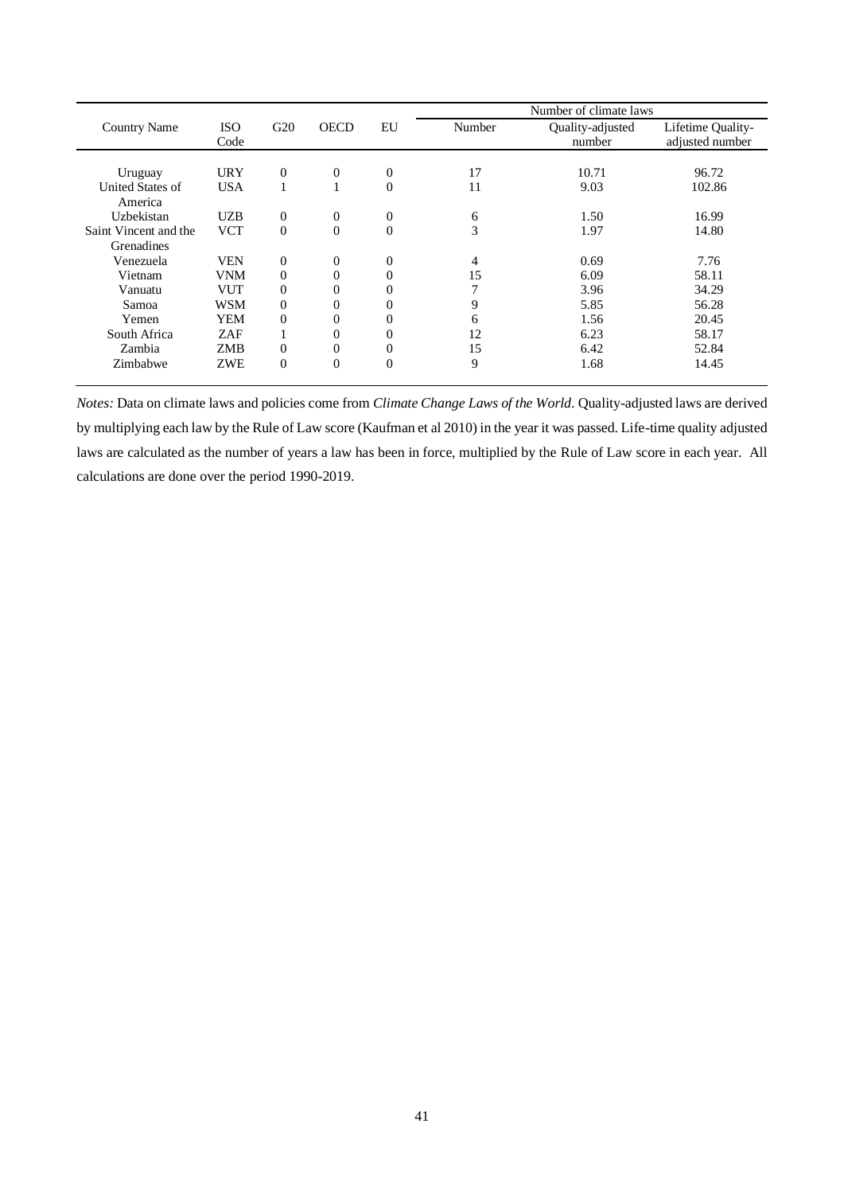| Country Name | ISO Code | G20 | OECD | EU | Number of climate laws | | |
|---|---|---|---|---|---|---|---|
| | | | | | Number | Quality-adjusted number | Lifetime Quality-adjusted number |
| Uruguay | URY | 0 | 0 | 0 | 17 | 10.71 | 96.72 |
| United States of America | USA | 1 | 1 | 0 | 11 | 9.03 | 102.86 |
| Uzbekistan | UZB | 0 | 0 | 0 | 6 | 1.50 | 16.99 |
| Saint Vincent and the Grenadines | VCT | 0 | 0 | 0 | 3 | 1.97 | 14.80 |
| Venezuela | VEN | 0 | 0 | 0 | 4 | 0.69 | 7.76 |
| Vietnam | VNM | 0 | 0 | 0 | 15 | 6.09 | 58.11 |
| Vanuatu | VUT | 0 | 0 | 0 | 7 | 3.96 | 34.29 |
| Samoa | WSM | 0 | 0 | 0 | 9 | 5.85 | 56.28 |
| Yemen | YEM | 0 | 0 | 0 | 6 | 1.56 | 20.45 |
| South Africa | ZAF | 1 | 0 | 0 | 12 | 6.23 | 58.17 |
| Zambia | ZMB | 0 | 0 | 0 | 15 | 6.42 | 52.84 |
| Zimbabwe | ZWE | 0 | 0 | 0 | 9 | 1.68 | 14.45 |

*Notes:* Data on climate laws and policies come from *Climate Change Laws of the World*. Quality-adjusted laws are derived by multiplying each law by the Rule of Law score (Kaufman et al 2010) in the year it was passed. Life-time quality adjusted laws are calculated as the number of years a law has been in force, multiplied by the Rule of Law score in each year. All calculations are done over the period 1990-2019.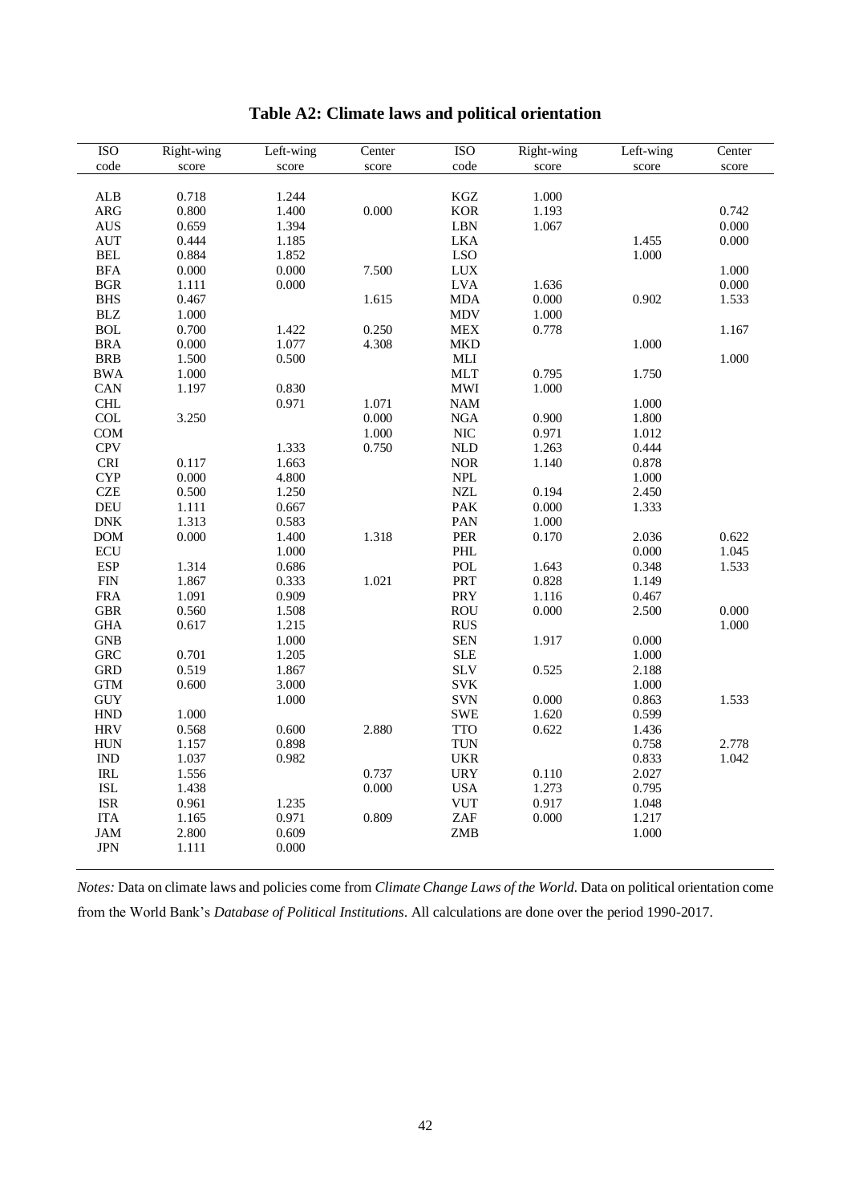# Table A2: Climate laws and political orientation

| ISO code | Right-wing score | Left-wing score | Center score | ISO code | Right-wing score | Left-wing score | Center score |
|---|---|---|---|---|---|---|---|
| ALB | 0.718 | 1.244 | | KGZ | 1.000 | | |
| ARG | 0.800 | 1.400 | 0.000 | KOR | 1.193 | | 0.742 |
| AUS | 0.659 | 1.394 | | LBN | 1.067 | | 0.000 |
| AUT | 0.444 | 1.185 | | LKA | | 1.455 | 0.000 |
| BEL | 0.884 | 1.852 | | LSO | | 1.000 | |
| BFA | 0.000 | 0.000 | 7.500 | LUX | | | 1.000 |
| BGR | 1.111 | 0.000 | | LVA | 1.636 | | 0.000 |
| BHS | 0.467 | | 1.615 | MDA | 0.000 | 0.902 | 1.533 |
| BLZ | 1.000 | | | MDV | 1.000 | | |
| BOL | 0.700 | 1.422 | 0.250 | MEX | 0.778 | | 1.167 |
| BRA | 0.000 | 1.077 | 4.308 | MKD | | 1.000 | |
| BRB | 1.500 | 0.500 | | MLI | | | 1.000 |
| BWA | 1.000 | | | MLT | 0.795 | 1.750 | |
| CAN | 1.197 | 0.830 | | MWI | 1.000 | | |
| CHL | | 0.971 | 1.071 | NAM | | 1.000 | |
| COL | 3.250 | | 0.000 | NGA | 0.900 | 1.800 | |
| COM | | | 1.000 | NIC | 0.971 | 1.012 | |
| CPV | | 1.333 | 0.750 | NLD | 1.263 | 0.444 | |
| CRI | 0.117 | 1.663 | | NOR | 1.140 | 0.878 | |
| CYP | 0.000 | 4.800 | | NPL | | 1.000 | |
| CZE | 0.500 | 1.250 | | NZL | 0.194 | 2.450 | |
| DEU | 1.111 | 0.667 | | PAK | 0.000 | 1.333 | |
| DNK | 1.313 | 0.583 | | PAN | 1.000 | | |
| DOM | 0.000 | 1.400 | 1.318 | PER | 0.170 | 2.036 | 0.622 |
| ECU | | 1.000 | | PHL | | 0.000 | 1.045 |
| ESP | 1.314 | 0.686 | | POL | 1.643 | 0.348 | 1.533 |
| FIN | 1.867 | 0.333 | 1.021 | PRT | 0.828 | 1.149 | |
| FRA | 1.091 | 0.909 | | PRY | 1.116 | 0.467 | |
| GBR | 0.560 | 1.508 | | ROU | 0.000 | 2.500 | 0.000 |
| GHA | 0.617 | 1.215 | | RUS | | | 1.000 |
| GNB | | 1.000 | | SEN | 1.917 | 0.000 | |
| GRC | 0.701 | 1.205 | | SLE | | 1.000 | |
| GRD | 0.519 | 1.867 | | SLV | 0.525 | 2.188 | |
| GTM | 0.600 | 3.000 | | SVK | | 1.000 | |
| GUY | | 1.000 | | SVN | 0.000 | 0.863 | 1.533 |
| HND | 1.000 | | | SWE | 1.620 | 0.599 | |
| HRV | 0.568 | 0.600 | 2.880 | TTO | 0.622 | 1.436 | |
| HUN | 1.157 | 0.898 | | TUN | | 0.758 | 2.778 |
| IND | 1.037 | 0.982 | | UKR | | 0.833 | 1.042 |
| IRL | 1.556 | | 0.737 | URY | 0.110 | 2.027 | |
| ISL | 1.438 | | 0.000 | USA | 1.273 | 0.795 | |
| ISR | 0.961 | 1.235 | | VUT | 0.917 | 1.048 | |
| ITA | 1.165 | 0.971 | 0.809 | ZAF | 0.000 | 1.217 | |
| JAM | 2.800 | 0.609 | | ZMB | | 1.000 | |
| JPN | 1.111 | 0.000 | | | | | |

*Notes:* Data on climate laws and policies come from *Climate Change Laws of the World*. Data on political orientation come from the World Bank's *Database of Political Institutions*. All calculations are done over the period 1990-2017.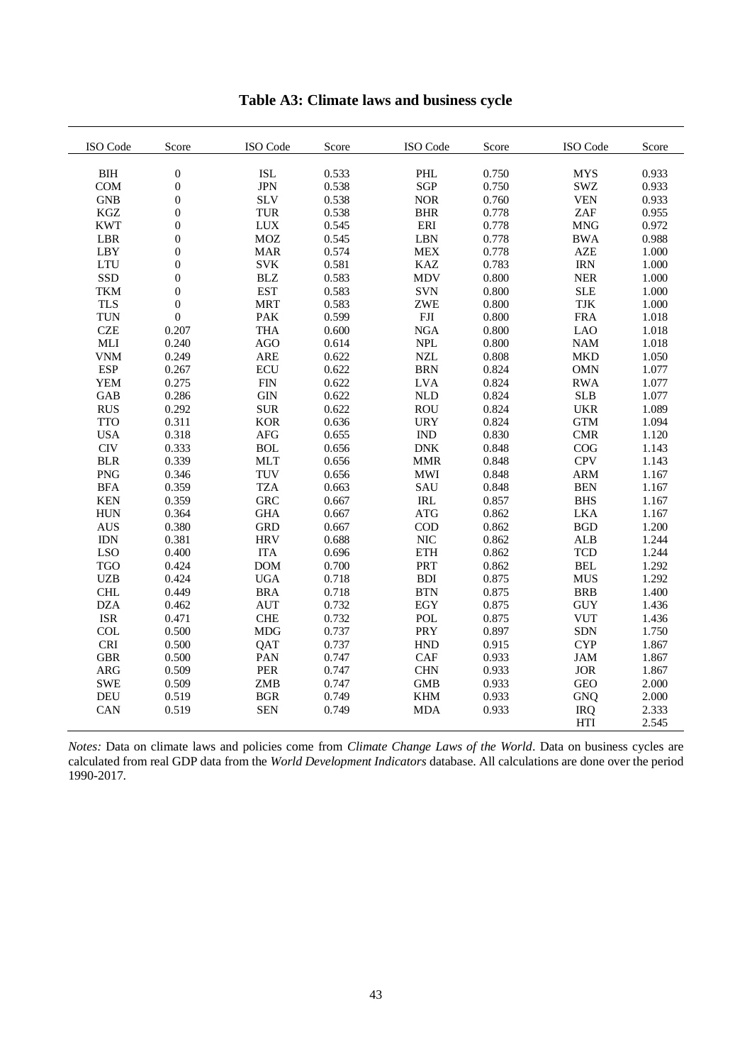# Table A3: Climate laws and business cycle

| ISO Code | Score | ISO Code | Score | ISO Code | Score | ISO Code | Score |
|---|---|---|---|---|---|---|---|
| BIH | 0 | ISL | 0.533 | PHL | 0.750 | MYS | 0.933 |
| COM | 0 | JPN | 0.538 | SGP | 0.750 | SWZ | 0.933 |
| GNB | 0 | SLV | 0.538 | NOR | 0.760 | VEN | 0.933 |
| KGZ | 0 | TUR | 0.538 | BHR | 0.778 | ZAF | 0.955 |
| KWT | 0 | LUX | 0.545 | ERI | 0.778 | MNG | 0.972 |
| LBR | 0 | MOZ | 0.545 | LBN | 0.778 | BWA | 0.988 |
| LBY | 0 | MAR | 0.574 | MEX | 0.778 | AZE | 1.000 |
| LTU | 0 | SVK | 0.581 | KAZ | 0.783 | IRN | 1.000 |
| SSD | 0 | BLZ | 0.583 | MDV | 0.800 | NER | 1.000 |
| TKM | 0 | EST | 0.583 | SVN | 0.800 | SLE | 1.000 |
| TLS | 0 | MRT | 0.583 | ZWE | 0.800 | TJK | 1.000 |
| TUN | 0 | PAK | 0.599 | FJI | 0.800 | FRA | 1.018 |
| CZE | 0.207 | THA | 0.600 | NGA | 0.800 | LAO | 1.018 |
| MLI | 0.240 | AGO | 0.614 | NPL | 0.800 | NAM | 1.018 |
| VNM | 0.249 | ARE | 0.622 | NZL | 0.808 | MKD | 1.050 |
| ESP | 0.267 | ECU | 0.622 | BRN | 0.824 | OMN | 1.077 |
| YEM | 0.275 | FIN | 0.622 | LVA | 0.824 | RWA | 1.077 |
| GAB | 0.286 | GIN | 0.622 | NLD | 0.824 | SLB | 1.077 |
| RUS | 0.292 | SUR | 0.622 | ROU | 0.824 | UKR | 1.089 |
| TTO | 0.311 | KOR | 0.636 | URY | 0.824 | GTM | 1.094 |
| USA | 0.318 | AFG | 0.655 | IND | 0.830 | CMR | 1.120 |
| CIV | 0.333 | BOL | 0.656 | DNK | 0.848 | COG | 1.143 |
| BLR | 0.339 | MLT | 0.656 | MMR | 0.848 | CPV | 1.143 |
| PNG | 0.346 | TUV | 0.656 | MWI | 0.848 | ARM | 1.167 |
| BFA | 0.359 | TZA | 0.663 | SAU | 0.848 | BEN | 1.167 |
| KEN | 0.359 | GRC | 0.667 | IRL | 0.857 | BHS | 1.167 |
| HUN | 0.364 | GHA | 0.667 | ATG | 0.862 | LKA | 1.167 |
| AUS | 0.380 | GRD | 0.667 | COD | 0.862 | BGD | 1.200 |
| IDN | 0.381 | HRV | 0.688 | NIC | 0.862 | ALB | 1.244 |
| LSO | 0.400 | ITA | 0.696 | ETH | 0.862 | TCD | 1.244 |
| TGO | 0.424 | DOM | 0.700 | PRT | 0.862 | BEL | 1.292 |
| UZB | 0.424 | UGA | 0.718 | BDI | 0.875 | MUS | 1.292 |
| CHL | 0.449 | BRA | 0.718 | BTN | 0.875 | BRB | 1.400 |
| DZA | 0.462 | AUT | 0.732 | EGY | 0.875 | GUY | 1.436 |
| ISR | 0.471 | CHE | 0.732 | POL | 0.875 | VUT | 1.436 |
| COL | 0.500 | MDG | 0.737 | PRY | 0.897 | SDN | 1.750 |
| CRI | 0.500 | QAT | 0.737 | HND | 0.915 | CYP | 1.867 |
| GBR | 0.500 | PAN | 0.747 | CAF | 0.933 | JAM | 1.867 |
| ARG | 0.509 | PER | 0.747 | CHN | 0.933 | JOR | 1.867 |
| SWE | 0.509 | ZMB | 0.747 | GMB | 0.933 | GEO | 2.000 |
| DEU | 0.519 | BGR | 0.749 | KHM | 0.933 | GNQ | 2.000 |
| CAN | 0.519 | SEN | 0.749 | MDA | 0.933 | IRQ | 2.333 |
| | | | | | | HTI | 2.545 |

*Notes:* Data on climate laws and policies come from *Climate Change Laws of the World*. Data on business cycles are calculated from real GDP data from the *World Development Indicators* database. All calculations are done over the period 1990-2017.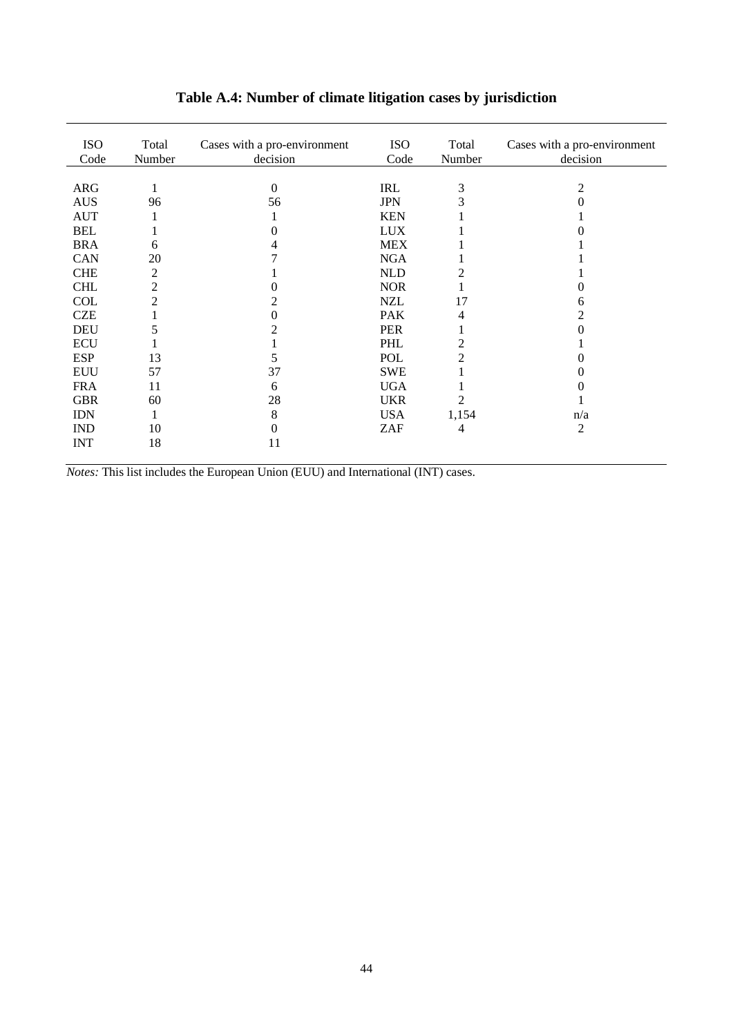**Table A.4: Number of climate litigation cases by jurisdiction**

| ISO Code | Total Number | Cases with a pro-environment decision | ISO Code | Total Number | Cases with a pro-environment decision |
|---|---|---|---|---|---|
| ARG | 1 | 0 | IRL | 3 | 2 |
| AUS | 96 | 56 | JPN | 3 | 0 |
| AUT | 1 | 1 | KEN | 1 | 1 |
| BEL | 1 | 0 | LUX | 1 | 0 |
| BRA | 6 | 4 | MEX | 1 | 1 |
| CAN | 20 | 7 | NGA | 1 | 1 |
| CHE | 2 | 1 | NLD | 2 | 1 |
| CHL | 2 | 0 | NOR | 1 | 0 |
| COL | 2 | 2 | NZL | 17 | 6 |
| CZE | 1 | 0 | PAK | 4 | 2 |
| DEU | 5 | 2 | PER | 1 | 0 |
| ECU | 1 | 1 | PHL | 2 | 1 |
| ESP | 13 | 5 | POL | 2 | 0 |
| EUU | 57 | 37 | SWE | 1 | 0 |
| FRA | 11 | 6 | UGA | 1 | 0 |
| GBR | 60 | 28 | UKR | 2 | 1 |
| IDN | 1 | 8 | USA | 1,154 | n/a |
| IND | 10 | 0 | ZAF | 4 | 2 |
| INT | 18 | 11 | | | |

*Notes:* This list includes the European Union (EUU) and International (INT) cases.